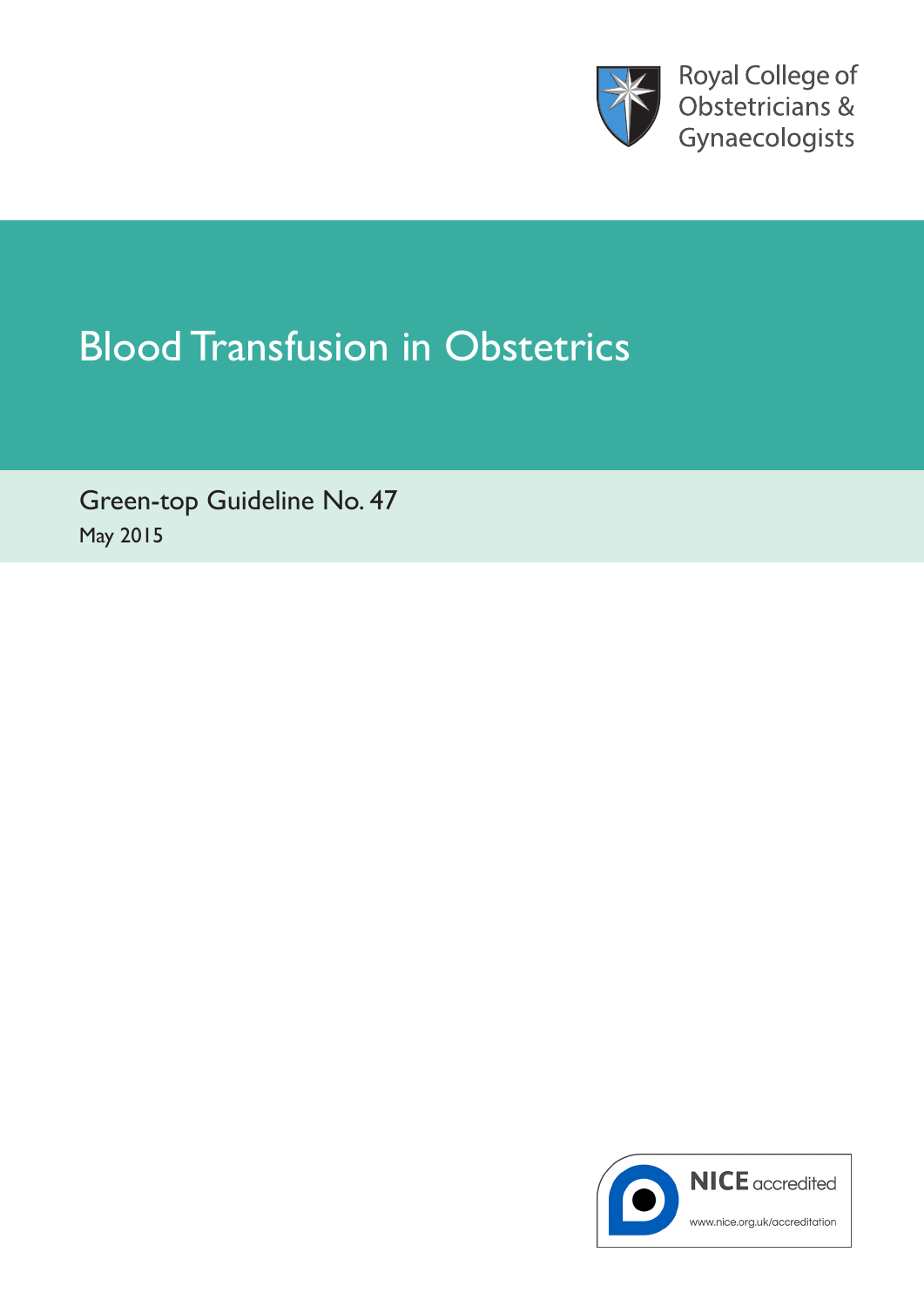Royal College of Obstetricians & Gynaecologists

# Blood Transfusion in Obstetrics

Green-top Guideline No. 47

May 2015

NICE accredited

www.nice.org.uk/accreditation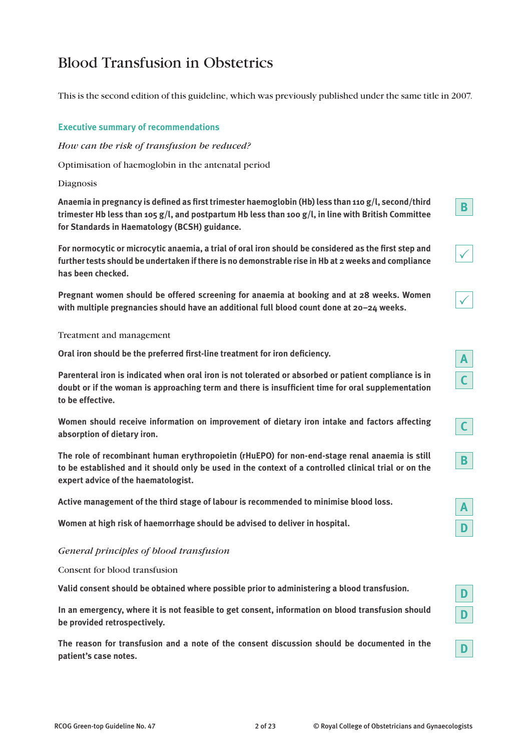# Blood Transfusion in Obstetrics

This is the second edition of this guideline, which was previously published under the same title in 2007.

## Executive summary of recommendations

### *How can the risk of transfusion be reduced?*

Optimisation of haemoglobin in the antenatal period

Diagnosis

**Anaemia in pregnancy is defined as first trimester haemoglobin (Hb) less than 110 g/l, second/third trimester Hb less than 105 g/l, and postpartum Hb less than 100 g/l, in line with British Committee for Standards in Haematology (BCSH) guidance.** B

**For normocytic or microcytic anaemia, a trial of oral iron should be considered as the first step and further tests should be undertaken if there is no demonstrable rise in Hb at 2 weeks and compliance has been checked.** ✓

**Pregnant women should be offered screening for anaemia at booking and at 28 weeks. Women with multiple pregnancies should have an additional full blood count done at 20–24 weeks.** ✓

Treatment and management

**Oral iron should be the preferred first-line treatment for iron deficiency.** A

**Parenteral iron is indicated when oral iron is not tolerated or absorbed or patient compliance is in doubt or if the woman is approaching term and there is insufficient time for oral supplementation to be effective.** C

**Women should receive information on improvement of dietary iron intake and factors affecting absorption of dietary iron.** C

**The role of recombinant human erythropoietin (rHuEPO) for non-end-stage renal anaemia is still to be established and it should only be used in the context of a controlled clinical trial or on the expert advice of the haematologist.** B

**Active management of the third stage of labour is recommended to minimise blood loss.** A

**Women at high risk of haemorrhage should be advised to deliver in hospital.** D

### *General principles of blood transfusion*

Consent for blood transfusion

**Valid consent should be obtained where possible prior to administering a blood transfusion.** D

**In an emergency, where it is not feasible to get consent, information on blood transfusion should be provided retrospectively.** D

**The reason for transfusion and a note of the consent discussion should be documented in the patient's case notes.** D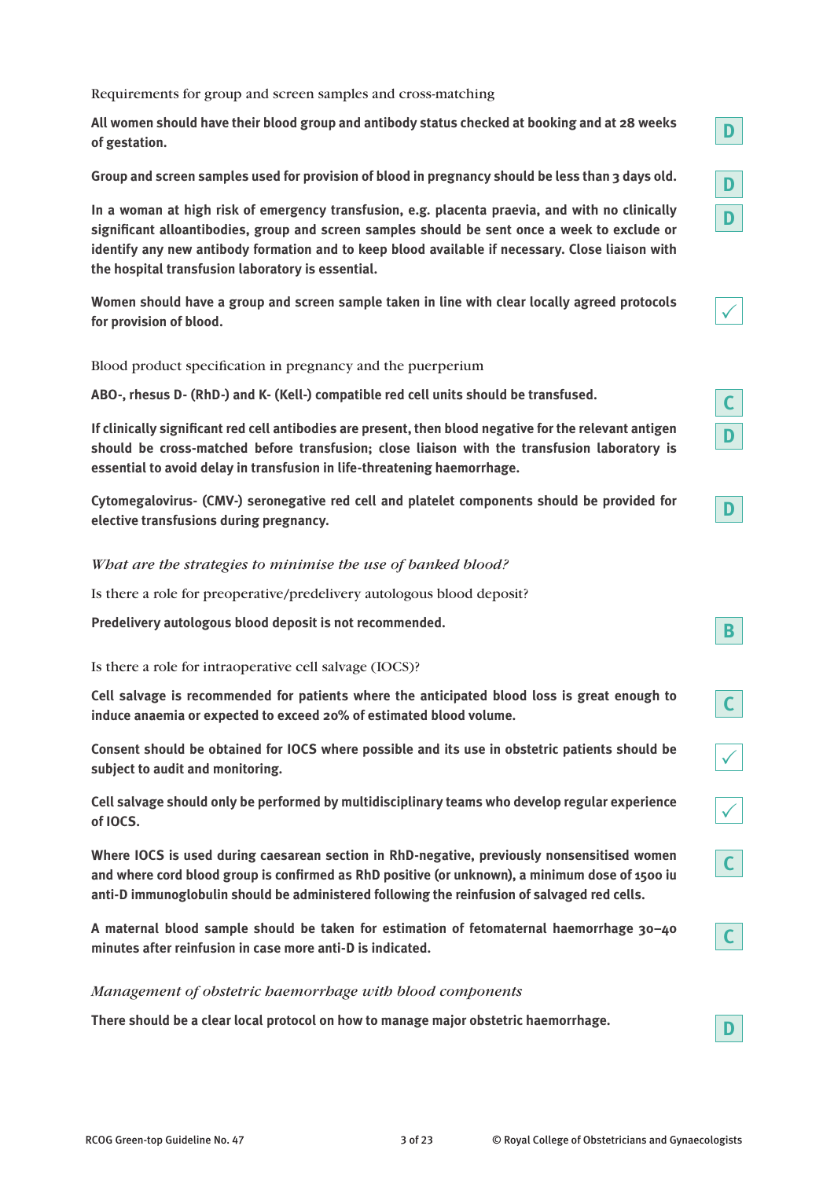Requirements for group and screen samples and cross-matching

**All women should have their blood group and antibody status checked at booking and at 28 weeks of gestation.** **D**

**Group and screen samples used for provision of blood in pregnancy should be less than 3 days old.** **D**

**In a woman at high risk of emergency transfusion, e.g. placenta praevia, and with no clinically significant alloantibodies, group and screen samples should be sent once a week to exclude or identify any new antibody formation and to keep blood available if necessary. Close liaison with the hospital transfusion laboratory is essential.** **D**

**Women should have a group and screen sample taken in line with clear locally agreed protocols for provision of blood.** ✓

Blood product specification in pregnancy and the puerperium

**ABO-, rhesus D- (RhD-) and K- (Kell-) compatible red cell units should be transfused.** **C**

**If clinically significant red cell antibodies are present, then blood negative for the relevant antigen should be cross-matched before transfusion; close liaison with the transfusion laboratory is essential to avoid delay in transfusion in life-threatening haemorrhage.** **D**

**Cytomegalovirus- (CMV-) seronegative red cell and platelet components should be provided for elective transfusions during pregnancy.** **D**

*What are the strategies to minimise the use of banked blood?*

Is there a role for preoperative/predelivery autologous blood deposit?

**Predelivery autologous blood deposit is not recommended.** **B**

Is there a role for intraoperative cell salvage (IOCS)?

**Cell salvage is recommended for patients where the anticipated blood loss is great enough to induce anaemia or expected to exceed 20% of estimated blood volume.** **C**

**Consent should be obtained for IOCS where possible and its use in obstetric patients should be subject to audit and monitoring.** ✓

**Cell salvage should only be performed by multidisciplinary teams who develop regular experience of IOCS.** ✓

**Where IOCS is used during caesarean section in RhD-negative, previously nonsensitised women and where cord blood group is confirmed as RhD positive (or unknown), a minimum dose of 1500 iu anti-D immunoglobulin should be administered following the reinfusion of salvaged red cells.** **C**

**A maternal blood sample should be taken for estimation of fetomaternal haemorrhage 30–40 minutes after reinfusion in case more anti-D is indicated.** **C**

*Management of obstetric haemorrhage with blood components*

**There should be a clear local protocol on how to manage major obstetric haemorrhage.** **D**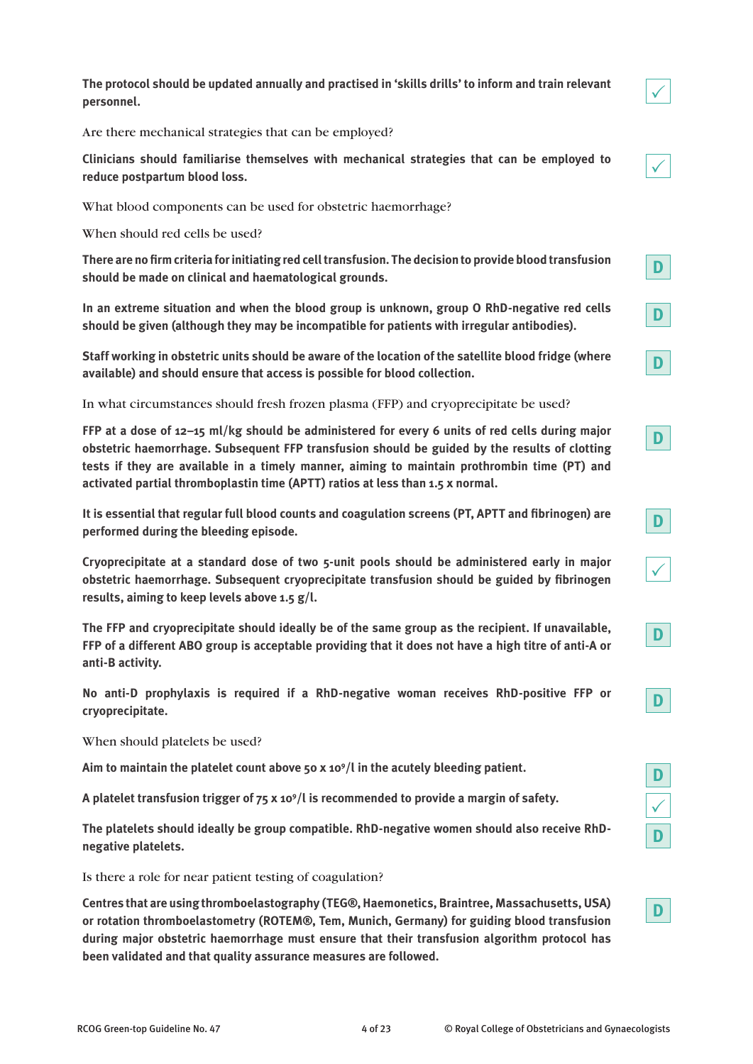**The protocol should be updated annually and practised in 'skills drills' to inform and train relevant personnel.** ✓

Are there mechanical strategies that can be employed?

**Clinicians should familiarise themselves with mechanical strategies that can be employed to reduce postpartum blood loss.** ✓

What blood components can be used for obstetric haemorrhage?

When should red cells be used?

**There are no firm criteria for initiating red cell transfusion. The decision to provide blood transfusion should be made on clinical and haematological grounds.** D

**In an extreme situation and when the blood group is unknown, group O RhD-negative red cells should be given (although they may be incompatible for patients with irregular antibodies).** D

**Staff working in obstetric units should be aware of the location of the satellite blood fridge (where available) and should ensure that access is possible for blood collection.** D

In what circumstances should fresh frozen plasma (FFP) and cryoprecipitate be used?

**FFP at a dose of 12–15 ml/kg should be administered for every 6 units of red cells during major obstetric haemorrhage. Subsequent FFP transfusion should be guided by the results of clotting tests if they are available in a timely manner, aiming to maintain prothrombin time (PT) and activated partial thromboplastin time (APTT) ratios at less than 1.5 x normal.** D

**It is essential that regular full blood counts and coagulation screens (PT, APTT and fibrinogen) are performed during the bleeding episode.** D

**Cryoprecipitate at a standard dose of two 5-unit pools should be administered early in major obstetric haemorrhage. Subsequent cryoprecipitate transfusion should be guided by fibrinogen results, aiming to keep levels above 1.5 g/l.** ✓

**The FFP and cryoprecipitate should ideally be of the same group as the recipient. If unavailable, FFP of a different ABO group is acceptable providing that it does not have a high titre of anti-A or anti-B activity.** D

**No anti-D prophylaxis is required if a RhD-negative woman receives RhD-positive FFP or cryoprecipitate.** D

When should platelets be used?

**Aim to maintain the platelet count above 50 x $10^9$/l in the acutely bleeding patient.** D

**A platelet transfusion trigger of 75 x $10^9$/l is recommended to provide a margin of safety.** ✓

**The platelets should ideally be group compatible. RhD-negative women should also receive RhD-negative platelets.** D

Is there a role for near patient testing of coagulation?

**Centres that are using thromboelastography (TEG®, Haemonetics, Braintree, Massachusetts, USA) or rotation thromboelastometry (ROTEM®, Tem, Munich, Germany) for guiding blood transfusion during major obstetric haemorrhage must ensure that their transfusion algorithm protocol has been validated and that quality assurance measures are followed.** D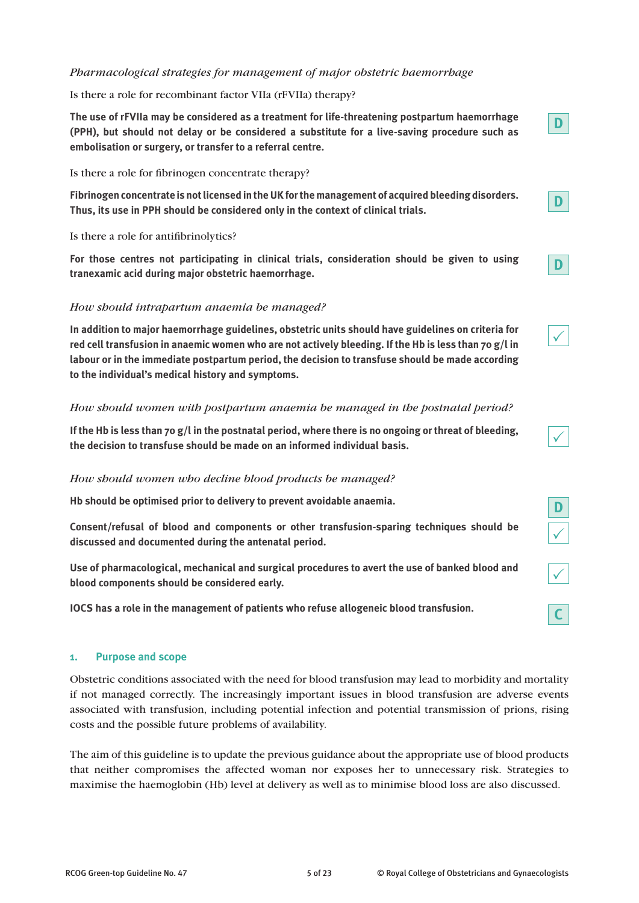*Pharmacological strategies for management of major obstetric haemorrhage*

Is there a role for recombinant factor VIIa (rFVIIa) therapy?

**The use of rFVIIa may be considered as a treatment for life-threatening postpartum haemorrhage (PPH), but should not delay or be considered a substitute for a live-saving procedure such as embolisation or surgery, or transfer to a referral centre.** **D**

Is there a role for fibrinogen concentrate therapy?

**Fibrinogen concentrate is not licensed in the UK for the management of acquired bleeding disorders. Thus, its use in PPH should be considered only in the context of clinical trials.** **D**

Is there a role for antifibrinolytics?

**For those centres not participating in clinical trials, consideration should be given to using tranexamic acid during major obstetric haemorrhage.** **D**

*How should intrapartum anaemia be managed?*

**In addition to major haemorrhage guidelines, obstetric units should have guidelines on criteria for red cell transfusion in anaemic women who are not actively bleeding. If the Hb is less than 70 g/l in labour or in the immediate postpartum period, the decision to transfuse should be made according to the individual's medical history and symptoms.** ✓

*How should women with postpartum anaemia be managed in the postnatal period?*

**If the Hb is less than 70 g/l in the postnatal period, where there is no ongoing or threat of bleeding, the decision to transfuse should be made on an informed individual basis.** ✓

*How should women who decline blood products be managed?*

**Hb should be optimised prior to delivery to prevent avoidable anaemia.** **D**

**Consent/refusal of blood and components or other transfusion-sparing techniques should be discussed and documented during the antenatal period.** ✓

**Use of pharmacological, mechanical and surgical procedures to avert the use of banked blood and blood components should be considered early.** ✓

**IOCS has a role in the management of patients who refuse allogeneic blood transfusion.** **C**

## 1. Purpose and scope

Obstetric conditions associated with the need for blood transfusion may lead to morbidity and mortality if not managed correctly. The increasingly important issues in blood transfusion are adverse events associated with transfusion, including potential infection and potential transmission of prions, rising costs and the possible future problems of availability.

The aim of this guideline is to update the previous guidance about the appropriate use of blood products that neither compromises the affected woman nor exposes her to unnecessary risk. Strategies to maximise the haemoglobin (Hb) level at delivery as well as to minimise blood loss are also discussed.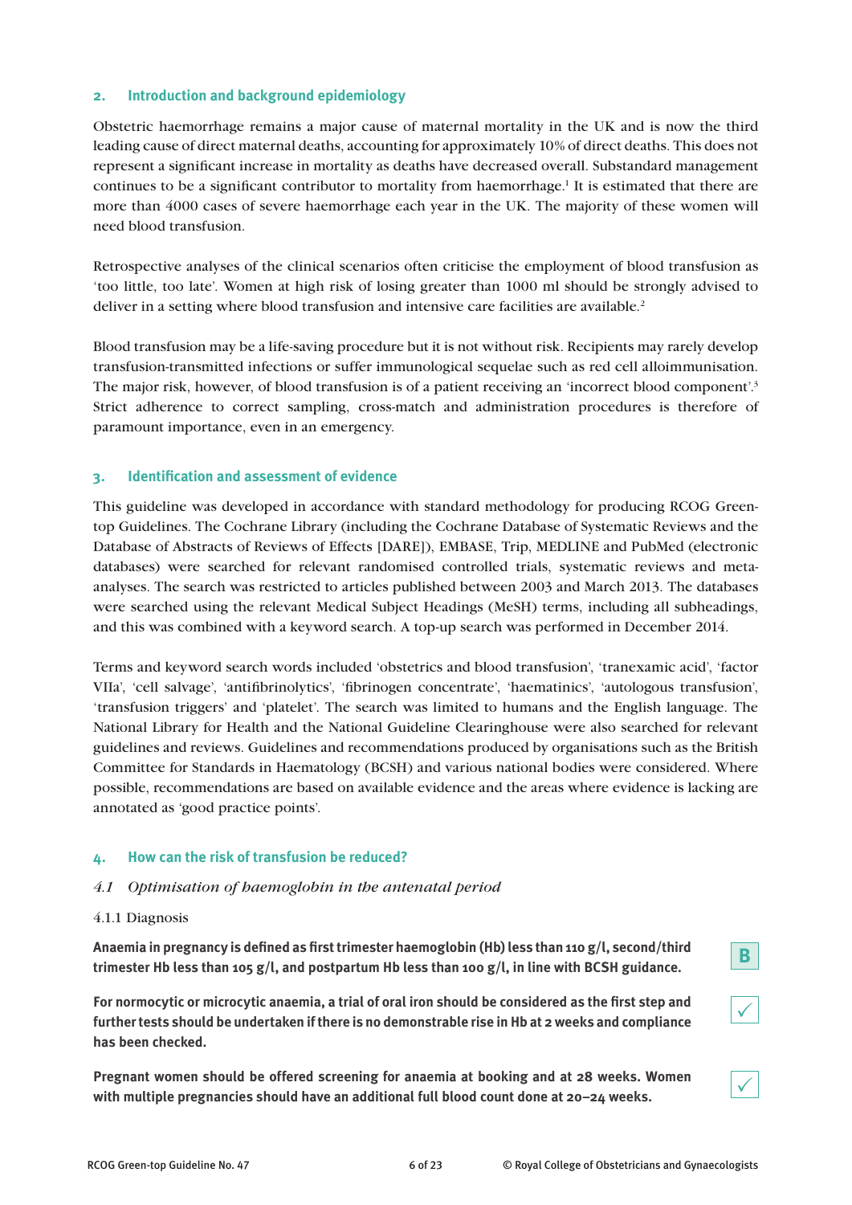## 2. Introduction and background epidemiology

Obstetric haemorrhage remains a major cause of maternal mortality in the UK and is now the third leading cause of direct maternal deaths, accounting for approximately 10% of direct deaths. This does not represent a significant increase in mortality as deaths have decreased overall. Substandard management continues to be a significant contributor to mortality from haemorrhage.[1] It is estimated that there are more than 4000 cases of severe haemorrhage each year in the UK. The majority of these women will need blood transfusion.

Retrospective analyses of the clinical scenarios often criticise the employment of blood transfusion as 'too little, too late'. Women at high risk of losing greater than 1000 ml should be strongly advised to deliver in a setting where blood transfusion and intensive care facilities are available.[2]

Blood transfusion may be a life-saving procedure but it is not without risk. Recipients may rarely develop transfusion-transmitted infections or suffer immunological sequelae such as red cell alloimmunisation. The major risk, however, of blood transfusion is of a patient receiving an 'incorrect blood component'.[3] Strict adherence to correct sampling, cross-match and administration procedures is therefore of paramount importance, even in an emergency.

## 3. Identification and assessment of evidence

This guideline was developed in accordance with standard methodology for producing RCOG Green-top Guidelines. The Cochrane Library (including the Cochrane Database of Systematic Reviews and the Database of Abstracts of Reviews of Effects [DARE]), EMBASE, Trip, MEDLINE and PubMed (electronic databases) were searched for relevant randomised controlled trials, systematic reviews and meta-analyses. The search was restricted to articles published between 2003 and March 2013. The databases were searched using the relevant Medical Subject Headings (MeSH) terms, including all subheadings, and this was combined with a keyword search. A top-up search was performed in December 2014.

Terms and keyword search words included 'obstetrics and blood transfusion', 'tranexamic acid', 'factor VIIa', 'cell salvage', 'antifibrinolytics', 'fibrinogen concentrate', 'haematinics', 'autologous transfusion', 'transfusion triggers' and 'platelet'. The search was limited to humans and the English language. The National Library for Health and the National Guideline Clearinghouse were also searched for relevant guidelines and reviews. Guidelines and recommendations produced by organisations such as the British Committee for Standards in Haematology (BCSH) and various national bodies were considered. Where possible, recommendations are based on available evidence and the areas where evidence is lacking are annotated as 'good practice points'.

## 4. How can the risk of transfusion be reduced?

### *4.1 Optimisation of haemoglobin in the antenatal period*

4.1.1 Diagnosis

**Anaemia in pregnancy is defined as first trimester haemoglobin (Hb) less than 110 g/l, second/third trimester Hb less than 105 g/l, and postpartum Hb less than 100 g/l, in line with BCSH guidance.** **B**

**For normocytic or microcytic anaemia, a trial of oral iron should be considered as the first step and further tests should be undertaken if there is no demonstrable rise in Hb at 2 weeks and compliance has been checked.** ✓

**Pregnant women should be offered screening for anaemia at booking and at 28 weeks. Women with multiple pregnancies should have an additional full blood count done at 20–24 weeks.** ✓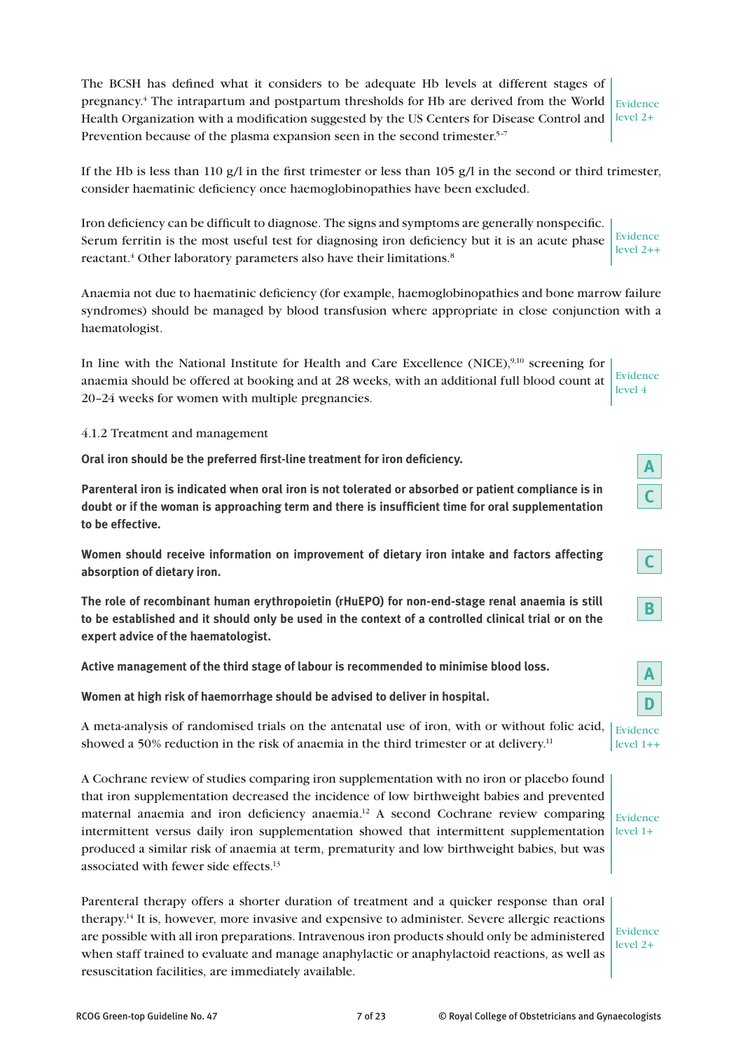The BCSH has defined what it considers to be adequate Hb levels at different stages of pregnancy.[4] The intrapartum and postpartum thresholds for Hb are derived from the World Health Organization with a modification suggested by the US Centers for Disease Control and Prevention because of the plasma expansion seen in the second trimester.[5–7]

Evidence level 2+

If the Hb is less than 110 g/l in the first trimester or less than 105 g/l in the second or third trimester, consider haematinic deficiency once haemoglobinopathies have been excluded.

Iron deficiency can be difficult to diagnose. The signs and symptoms are generally nonspecific. Serum ferritin is the most useful test for diagnosing iron deficiency but it is an acute phase reactant.[4] Other laboratory parameters also have their limitations.[8]

Evidence level 2++

Anaemia not due to haematinic deficiency (for example, haemoglobinopathies and bone marrow failure syndromes) should be managed by blood transfusion where appropriate in close conjunction with a haematologist.

In line with the National Institute for Health and Care Excellence (NICE),[9,10] screening for anaemia should be offered at booking and at 28 weeks, with an additional full blood count at 20–24 weeks for women with multiple pregnancies.

Evidence level 4

4.1.2 Treatment and management

**Oral iron should be the preferred first-line treatment for iron deficiency.** **A**

**Parenteral iron is indicated when oral iron is not tolerated or absorbed or patient compliance is in doubt or if the woman is approaching term and there is insufficient time for oral supplementation to be effective.** **C**

**Women should receive information on improvement of dietary iron intake and factors affecting absorption of dietary iron.** **C**

**The role of recombinant human erythropoietin (rHuEPO) for non-end-stage renal anaemia is still to be established and it should only be used in the context of a controlled clinical trial or on the expert advice of the haematologist.** **B**

**Active management of the third stage of labour is recommended to minimise blood loss.** **A**

**Women at high risk of haemorrhage should be advised to deliver in hospital.** **D**

A meta-analysis of randomised trials on the antenatal use of iron, with or without folic acid, showed a 50% reduction in the risk of anaemia in the third trimester or at delivery.[11]

Evidence level 1++

A Cochrane review of studies comparing iron supplementation with no iron or placebo found that iron supplementation decreased the incidence of low birthweight babies and prevented maternal anaemia and iron deficiency anaemia.[12] A second Cochrane review comparing intermittent versus daily iron supplementation showed that intermittent supplementation produced a similar risk of anaemia at term, prematurity and low birthweight babies, but was associated with fewer side effects.[13]

Evidence level 1+

Parenteral therapy offers a shorter duration of treatment and a quicker response than oral therapy.[14] It is, however, more invasive and expensive to administer. Severe allergic reactions are possible with all iron preparations. Intravenous iron products should only be administered when staff trained to evaluate and manage anaphylactic or anaphylactoid reactions, as well as resuscitation facilities, are immediately available.

Evidence level 2+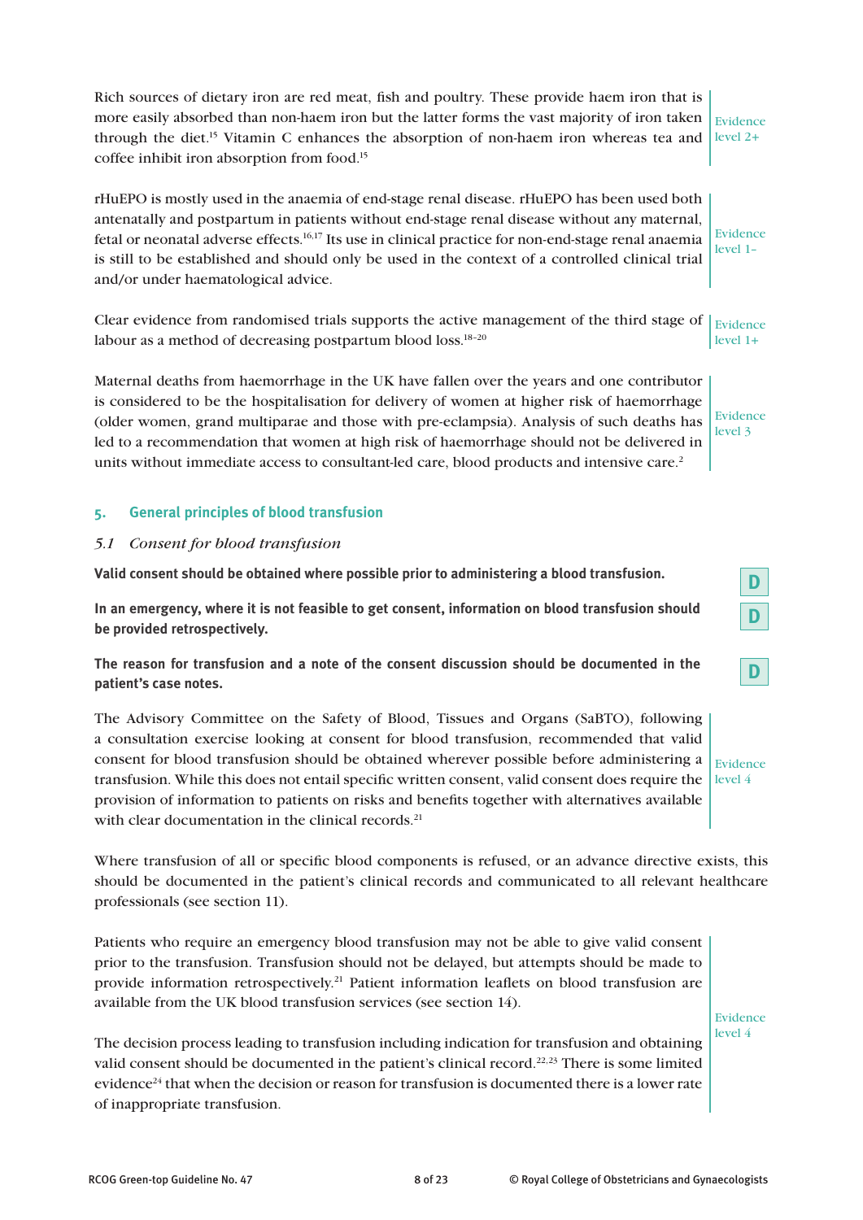Rich sources of dietary iron are red meat, fish and poultry. These provide haem iron that is more easily absorbed than non-haem iron but the latter forms the vast majority of iron taken through the diet.[15] Vitamin C enhances the absorption of non-haem iron whereas tea and coffee inhibit iron absorption from food.[15]

Evidence level 2+

rHuEPO is mostly used in the anaemia of end-stage renal disease. rHuEPO has been used both antenatally and postpartum in patients without end-stage renal disease without any maternal, fetal or neonatal adverse effects.[16,17] Its use in clinical practice for non-end-stage renal anaemia is still to be established and should only be used in the context of a controlled clinical trial and/or under haematological advice.

Evidence level 1–

Clear evidence from randomised trials supports the active management of the third stage of labour as a method of decreasing postpartum blood loss.[18–20]

Evidence level 1+

Maternal deaths from haemorrhage in the UK have fallen over the years and one contributor is considered to be the hospitalisation for delivery of women at higher risk of haemorrhage (older women, grand multiparae and those with pre-eclampsia). Analysis of such deaths has led to a recommendation that women at high risk of haemorrhage should not be delivered in units without immediate access to consultant-led care, blood products and intensive care.[2]

Evidence level 3

## 5. General principles of blood transfusion

### *5.1 Consent for blood transfusion*

**Valid consent should be obtained where possible prior to administering a blood transfusion.** **D**

**In an emergency, where it is not feasible to get consent, information on blood transfusion should be provided retrospectively.** **D**

**The reason for transfusion and a note of the consent discussion should be documented in the patient's case notes.** **D**

The Advisory Committee on the Safety of Blood, Tissues and Organs (SaBTO), following a consultation exercise looking at consent for blood transfusion, recommended that valid consent for blood transfusion should be obtained wherever possible before administering a transfusion. While this does not entail specific written consent, valid consent does require the provision of information to patients on risks and benefits together with alternatives available with clear documentation in the clinical records.[21]

Evidence level 4

Where transfusion of all or specific blood components is refused, or an advance directive exists, this should be documented in the patient's clinical records and communicated to all relevant healthcare professionals (see section 11).

Patients who require an emergency blood transfusion may not be able to give valid consent prior to the transfusion. Transfusion should not be delayed, but attempts should be made to provide information retrospectively.[21] Patient information leaflets on blood transfusion are available from the UK blood transfusion services (see section 14).

The decision process leading to transfusion including indication for transfusion and obtaining valid consent should be documented in the patient's clinical record.[22,23] There is some limited evidence[24] that when the decision or reason for transfusion is documented there is a lower rate of inappropriate transfusion.

Evidence level 4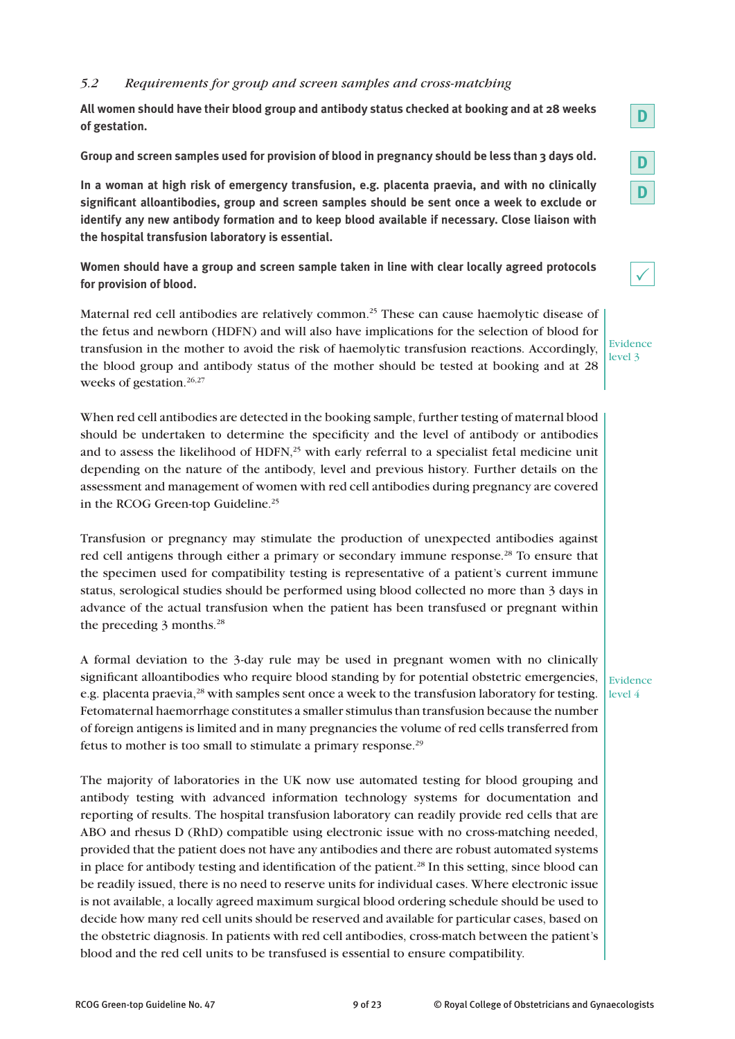### *5.2 Requirements for group and screen samples and cross-matching*

**All women should have their blood group and antibody status checked at booking and at 28 weeks of gestation.**

D

**Group and screen samples used for provision of blood in pregnancy should be less than 3 days old.**

D

**In a woman at high risk of emergency transfusion, e.g. placenta praevia, and with no clinically significant alloantibodies, group and screen samples should be sent once a week to exclude or identify any new antibody formation and to keep blood available if necessary. Close liaison with the hospital transfusion laboratory is essential.**

D

**Women should have a group and screen sample taken in line with clear locally agreed protocols for provision of blood.**

✓

Maternal red cell antibodies are relatively common.[25] These can cause haemolytic disease of the fetus and newborn (HDFN) and will also have implications for the selection of blood for transfusion in the mother to avoid the risk of haemolytic transfusion reactions. Accordingly, the blood group and antibody status of the mother should be tested at booking and at 28 weeks of gestation.[26,27]

Evidence level 3

When red cell antibodies are detected in the booking sample, further testing of maternal blood should be undertaken to determine the specificity and the level of antibody or antibodies and to assess the likelihood of HDFN,[25] with early referral to a specialist fetal medicine unit depending on the nature of the antibody, level and previous history. Further details on the assessment and management of women with red cell antibodies during pregnancy are covered in the RCOG Green-top Guideline.[25]

Transfusion or pregnancy may stimulate the production of unexpected antibodies against red cell antigens through either a primary or secondary immune response.[28] To ensure that the specimen used for compatibility testing is representative of a patient's current immune status, serological studies should be performed using blood collected no more than 3 days in advance of the actual transfusion when the patient has been transfused or pregnant within the preceding 3 months.[28]

A formal deviation to the 3-day rule may be used in pregnant women with no clinically significant alloantibodies who require blood standing by for potential obstetric emergencies, e.g. placenta praevia,[28] with samples sent once a week to the transfusion laboratory for testing. Fetomaternal haemorrhage constitutes a smaller stimulus than transfusion because the number of foreign antigens is limited and in many pregnancies the volume of red cells transferred from fetus to mother is too small to stimulate a primary response.[29]

Evidence level 4

The majority of laboratories in the UK now use automated testing for blood grouping and antibody testing with advanced information technology systems for documentation and reporting of results. The hospital transfusion laboratory can readily provide red cells that are ABO and rhesus D (RhD) compatible using electronic issue with no cross-matching needed, provided that the patient does not have any antibodies and there are robust automated systems in place for antibody testing and identification of the patient.[28] In this setting, since blood can be readily issued, there is no need to reserve units for individual cases. Where electronic issue is not available, a locally agreed maximum surgical blood ordering schedule should be used to decide how many red cell units should be reserved and available for particular cases, based on the obstetric diagnosis. In patients with red cell antibodies, cross-match between the patient's blood and the red cell units to be transfused is essential to ensure compatibility.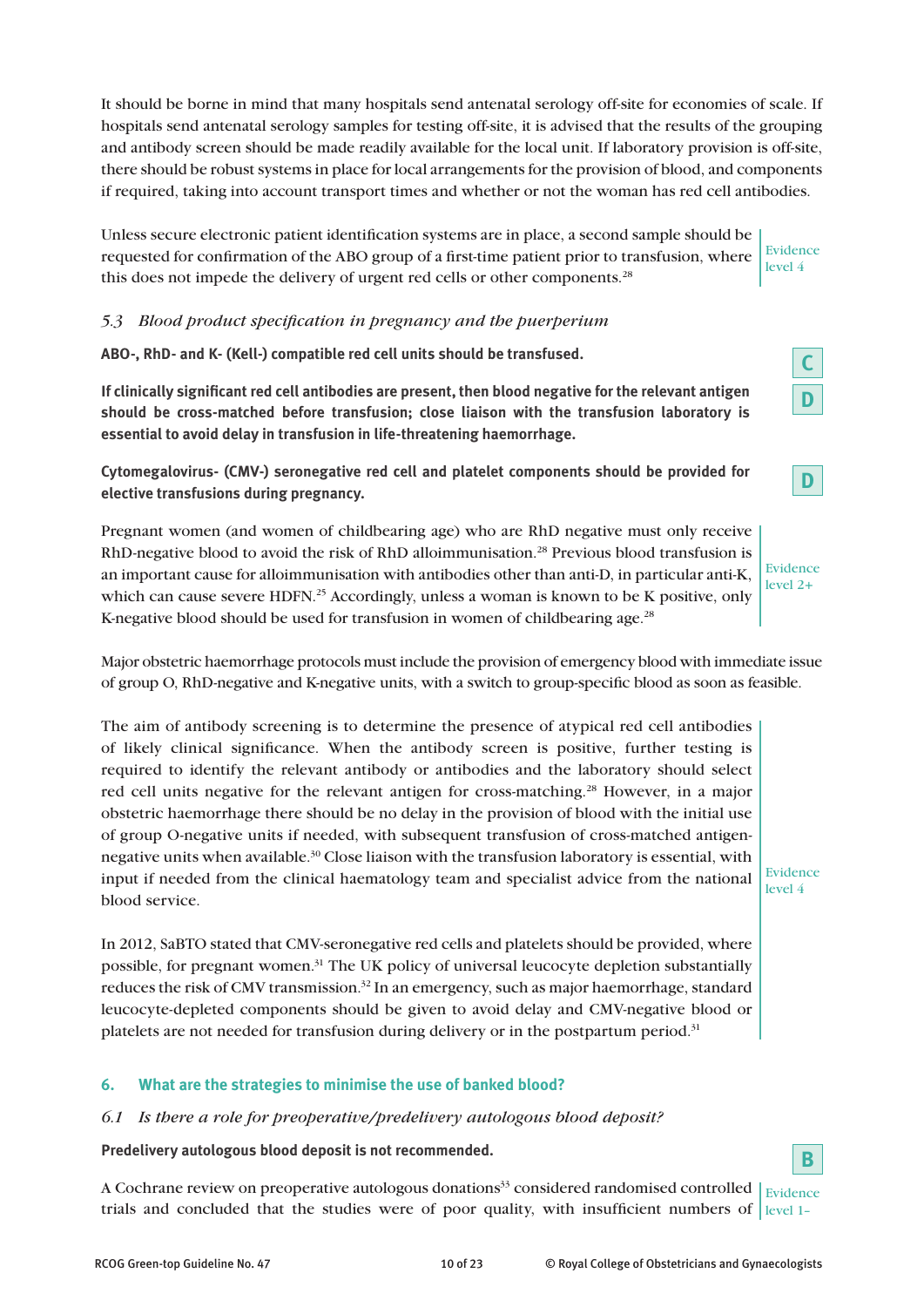It should be borne in mind that many hospitals send antenatal serology off-site for economies of scale. If hospitals send antenatal serology samples for testing off-site, it is advised that the results of the grouping and antibody screen should be made readily available for the local unit. If laboratory provision is off-site, there should be robust systems in place for local arrangements for the provision of blood, and components if required, taking into account transport times and whether or not the woman has red cell antibodies.

Unless secure electronic patient identification systems are in place, a second sample should be requested for confirmation of the ABO group of a first-time patient prior to transfusion, where this does not impede the delivery of urgent red cells or other components.[28]

Evidence level 4

### *5.3 Blood product specification in pregnancy and the puerperium*

**ABO-, RhD- and K- (Kell-) compatible red cell units should be transfused.**

**C**

**If clinically significant red cell antibodies are present, then blood negative for the relevant antigen should be cross-matched before transfusion; close liaison with the transfusion laboratory is essential to avoid delay in transfusion in life-threatening haemorrhage.**

**D**

**Cytomegalovirus- (CMV-) seronegative red cell and platelet components should be provided for elective transfusions during pregnancy.**

**D**

Pregnant women (and women of childbearing age) who are RhD negative must only receive RhD-negative blood to avoid the risk of RhD alloimmunisation.[28] Previous blood transfusion is an important cause for alloimmunisation with antibodies other than anti-D, in particular anti-K, which can cause severe HDFN.[25] Accordingly, unless a woman is known to be K positive, only K-negative blood should be used for transfusion in women of childbearing age.[28]

Evidence level 2+

Major obstetric haemorrhage protocols must include the provision of emergency blood with immediate issue of group O, RhD-negative and K-negative units, with a switch to group-specific blood as soon as feasible.

The aim of antibody screening is to determine the presence of atypical red cell antibodies of likely clinical significance. When the antibody screen is positive, further testing is required to identify the relevant antibody or antibodies and the laboratory should select red cell units negative for the relevant antigen for cross-matching.[28] However, in a major obstetric haemorrhage there should be no delay in the provision of blood with the initial use of group O-negative units if needed, with subsequent transfusion of cross-matched antigen-negative units when available.[30] Close liaison with the transfusion laboratory is essential, with input if needed from the clinical haematology team and specialist advice from the national blood service.

In 2012, SaBTO stated that CMV-seronegative red cells and platelets should be provided, where possible, for pregnant women.[31] The UK policy of universal leucocyte depletion substantially reduces the risk of CMV transmission.[32] In an emergency, such as major haemorrhage, standard leucocyte-depleted components should be given to avoid delay and CMV-negative blood or platelets are not needed for transfusion during delivery or in the postpartum period.[31]

Evidence level 4

## 6. What are the strategies to minimise the use of banked blood?

### *6.1 Is there a role for preoperative/predelivery autologous blood deposit?*

**Predelivery autologous blood deposit is not recommended.**

**B**

A Cochrane review on preoperative autologous donations[33] considered randomised controlled trials and concluded that the studies were of poor quality, with insufficient numbers of

Evidence level 1–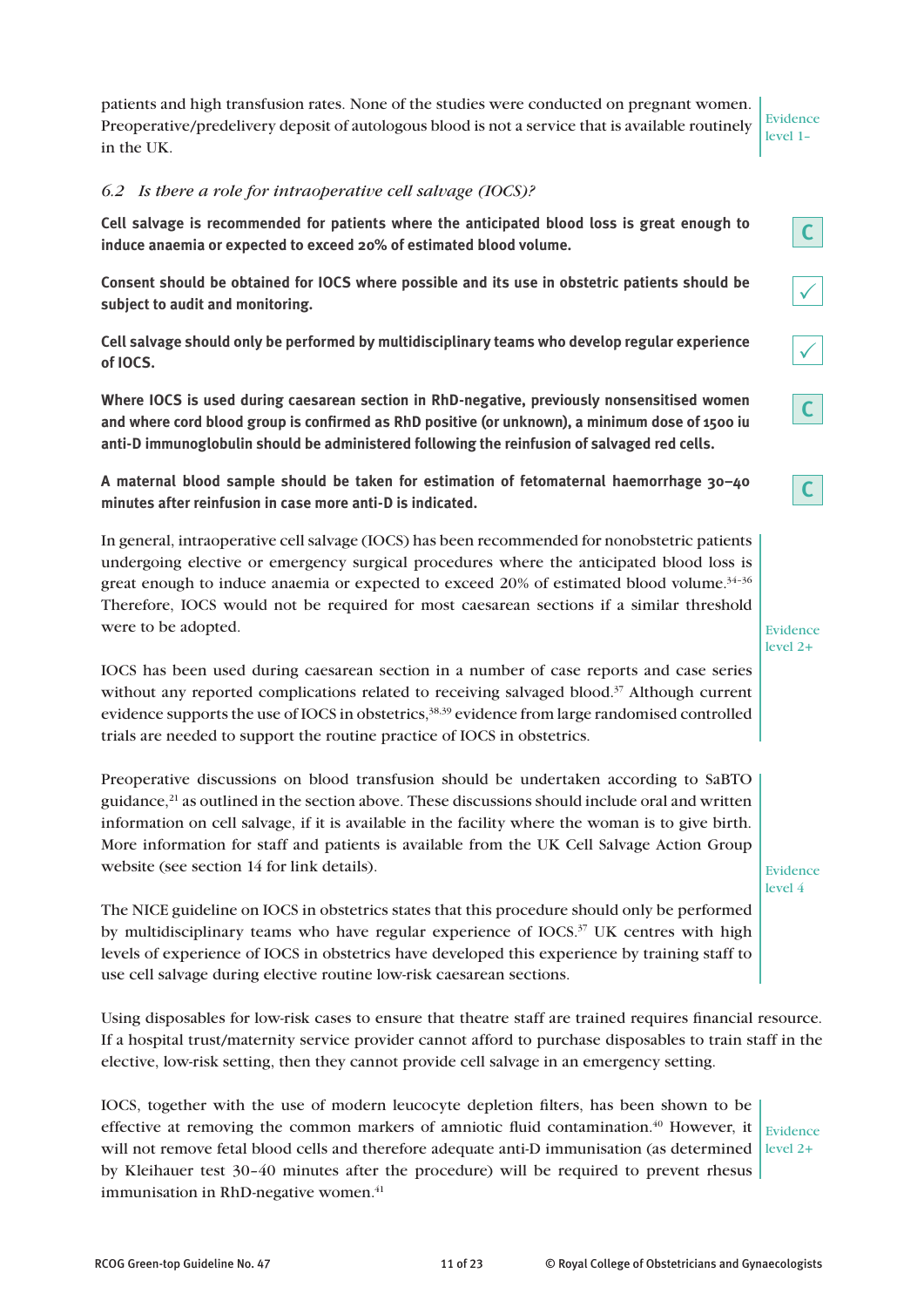patients and high transfusion rates. None of the studies were conducted on pregnant women. Preoperative/predelivery deposit of autologous blood is not a service that is available routinely in the UK.

Evidence level 1–

### *6.2 Is there a role for intraoperative cell salvage (IOCS)?*

**Cell salvage is recommended for patients where the anticipated blood loss is great enough to induce anaemia or expected to exceed 20% of estimated blood volume.**

C

**Consent should be obtained for IOCS where possible and its use in obstetric patients should be subject to audit and monitoring.**

✓

**Cell salvage should only be performed by multidisciplinary teams who develop regular experience of IOCS.**

✓

**Where IOCS is used during caesarean section in RhD-negative, previously nonsensitised women and where cord blood group is confirmed as RhD positive (or unknown), a minimum dose of 1500 iu anti-D immunoglobulin should be administered following the reinfusion of salvaged red cells.**

C

**A maternal blood sample should be taken for estimation of fetomaternal haemorrhage 30–40 minutes after reinfusion in case more anti-D is indicated.**

C

In general, intraoperative cell salvage (IOCS) has been recommended for nonobstetric patients undergoing elective or emergency surgical procedures where the anticipated blood loss is great enough to induce anaemia or expected to exceed 20% of estimated blood volume.[34–36] Therefore, IOCS would not be required for most caesarean sections if a similar threshold were to be adopted.

IOCS has been used during caesarean section in a number of case reports and case series without any reported complications related to receiving salvaged blood.[37] Although current evidence supports the use of IOCS in obstetrics,[38,39] evidence from large randomised controlled trials are needed to support the routine practice of IOCS in obstetrics.

Evidence level 2+

Preoperative discussions on blood transfusion should be undertaken according to SaBTO guidance,[21] as outlined in the section above. These discussions should include oral and written information on cell salvage, if it is available in the facility where the woman is to give birth. More information for staff and patients is available from the UK Cell Salvage Action Group website (see section 14 for link details).

The NICE guideline on IOCS in obstetrics states that this procedure should only be performed by multidisciplinary teams who have regular experience of IOCS.[37] UK centres with high levels of experience of IOCS in obstetrics have developed this experience by training staff to use cell salvage during elective routine low-risk caesarean sections.

Evidence level 4

Using disposables for low-risk cases to ensure that theatre staff are trained requires financial resource. If a hospital trust/maternity service provider cannot afford to purchase disposables to train staff in the elective, low-risk setting, then they cannot provide cell salvage in an emergency setting.

IOCS, together with the use of modern leucocyte depletion filters, has been shown to be effective at removing the common markers of amniotic fluid contamination.[40] However, it will not remove fetal blood cells and therefore adequate anti-D immunisation (as determined by Kleihauer test 30–40 minutes after the procedure) will be required to prevent rhesus immunisation in RhD-negative women.[41]

Evidence level 2+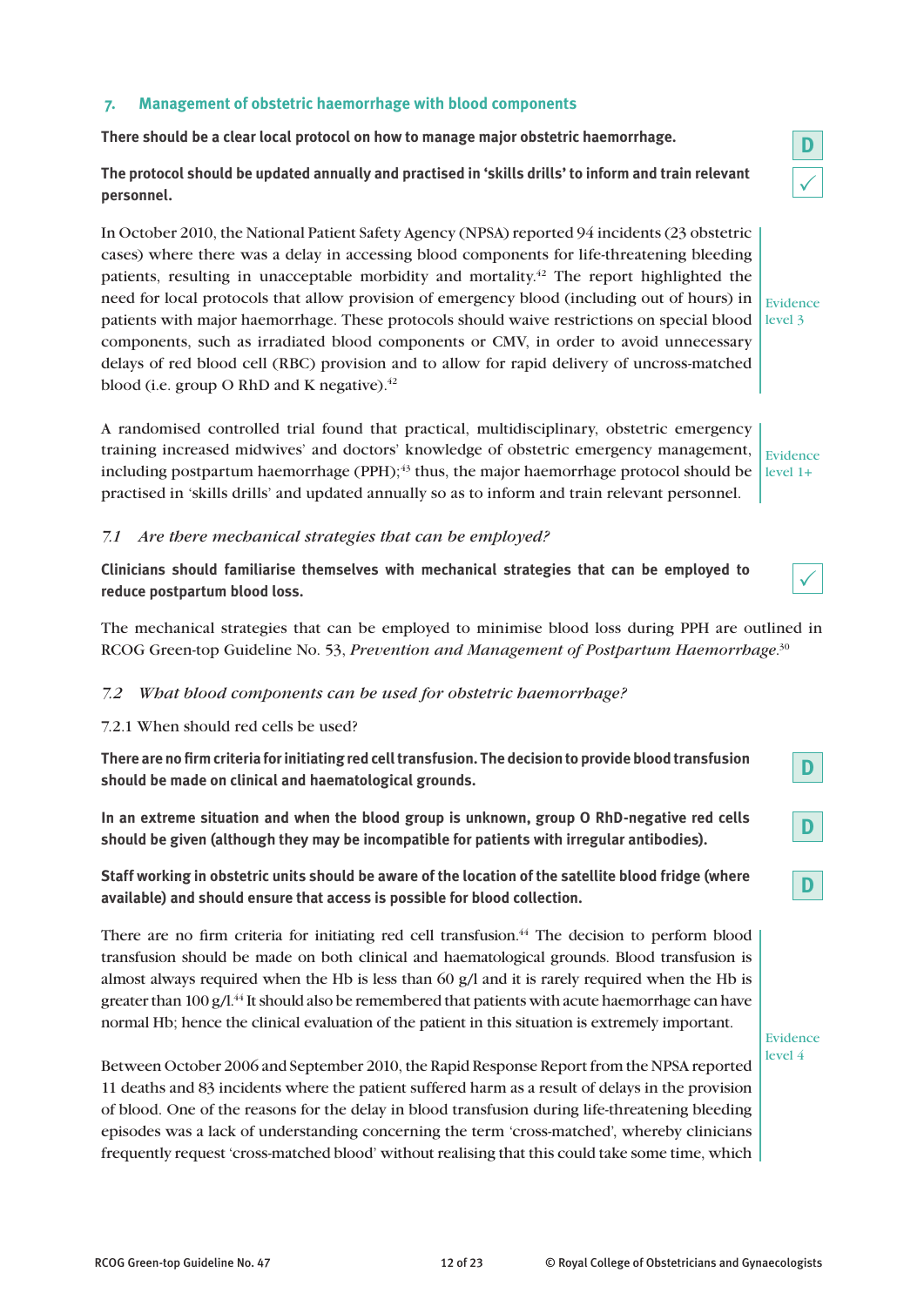## 7. Management of obstetric haemorrhage with blood components

**There should be a clear local protocol on how to manage major obstetric haemorrhage.**

D

**The protocol should be updated annually and practised in 'skills drills' to inform and train relevant personnel.**

✓

In October 2010, the National Patient Safety Agency (NPSA) reported 94 incidents (23 obstetric cases) where there was a delay in accessing blood components for life-threatening bleeding patients, resulting in unacceptable morbidity and mortality.[42] The report highlighted the need for local protocols that allow provision of emergency blood (including out of hours) in patients with major haemorrhage. These protocols should waive restrictions on special blood components, such as irradiated blood components or CMV, in order to avoid unnecessary delays of red blood cell (RBC) provision and to allow for rapid delivery of uncross-matched blood (i.e. group O RhD and K negative).[42]

Evidence level 3

A randomised controlled trial found that practical, multidisciplinary, obstetric emergency training increased midwives' and doctors' knowledge of obstetric emergency management, including postpartum haemorrhage (PPH);[43] thus, the major haemorrhage protocol should be practised in 'skills drills' and updated annually so as to inform and train relevant personnel.

Evidence level 1+

### *7.1 Are there mechanical strategies that can be employed?*

**Clinicians should familiarise themselves with mechanical strategies that can be employed to reduce postpartum blood loss.**

✓

The mechanical strategies that can be employed to minimise blood loss during PPH are outlined in RCOG Green-top Guideline No. 53, *Prevention and Management of Postpartum Haemorrhage*.[30]

### *7.2 What blood components can be used for obstetric haemorrhage?*

7.2.1 When should red cells be used?

**There are no firm criteria for initiating red cell transfusion. The decision to provide blood transfusion should be made on clinical and haematological grounds.**

D

**In an extreme situation and when the blood group is unknown, group O RhD-negative red cells should be given (although they may be incompatible for patients with irregular antibodies).**

D

**Staff working in obstetric units should be aware of the location of the satellite blood fridge (where available) and should ensure that access is possible for blood collection.**

D

There are no firm criteria for initiating red cell transfusion.[44] The decision to perform blood transfusion should be made on both clinical and haematological grounds. Blood transfusion is almost always required when the Hb is less than 60 g/l and it is rarely required when the Hb is greater than 100 g/l.[44] It should also be remembered that patients with acute haemorrhage can have normal Hb; hence the clinical evaluation of the patient in this situation is extremely important.

Between October 2006 and September 2010, the Rapid Response Report from the NPSA reported 11 deaths and 83 incidents where the patient suffered harm as a result of delays in the provision of blood. One of the reasons for the delay in blood transfusion during life-threatening bleeding episodes was a lack of understanding concerning the term 'cross-matched', whereby clinicians frequently request 'cross-matched blood' without realising that this could take some time, which

Evidence level 4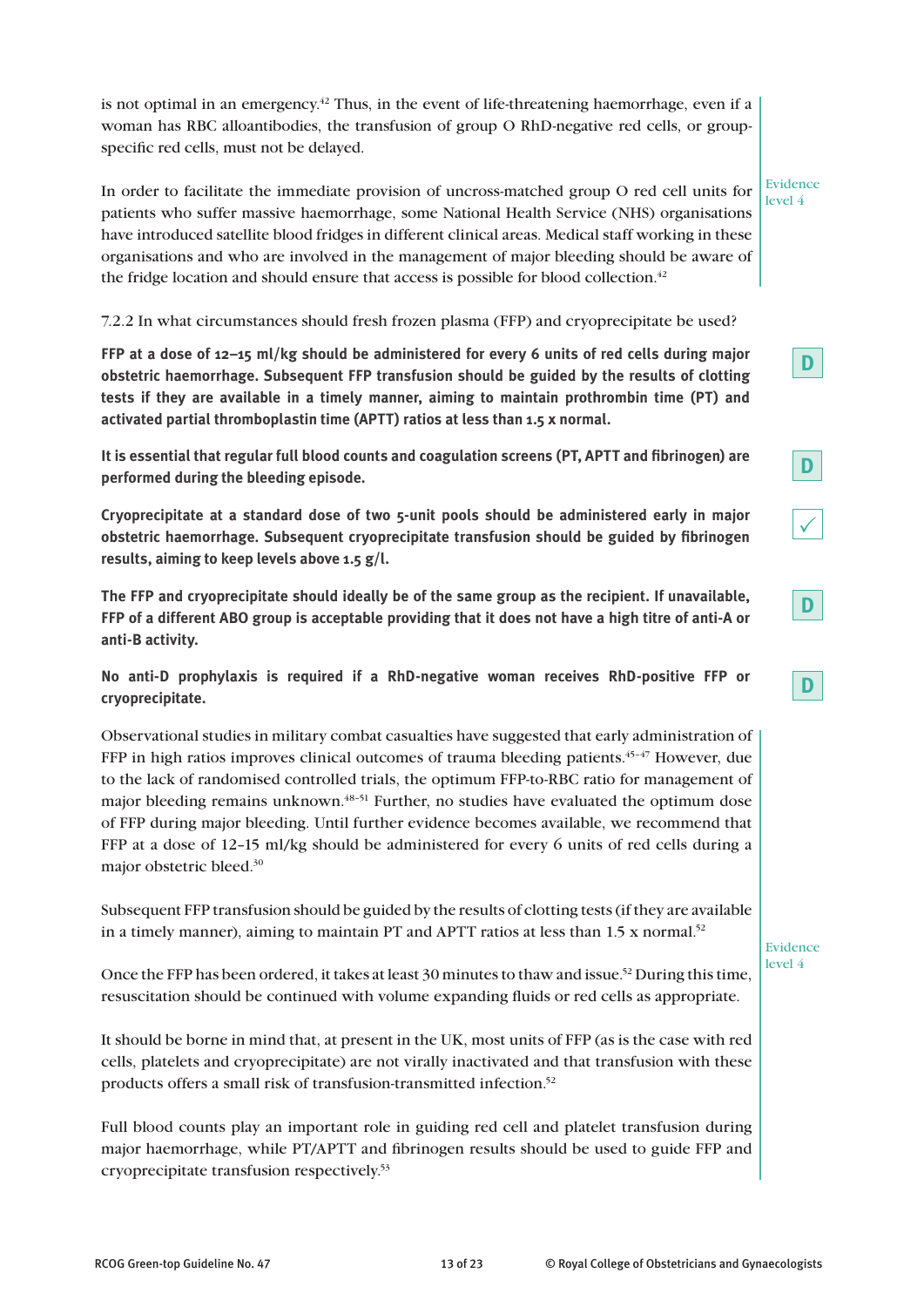is not optimal in an emergency.[42] Thus, in the event of life-threatening haemorrhage, even if a woman has RBC alloantibodies, the transfusion of group O RhD-negative red cells, or group-specific red cells, must not be delayed.

In order to facilitate the immediate provision of uncross-matched group O red cell units for patients who suffer massive haemorrhage, some National Health Service (NHS) organisations have introduced satellite blood fridges in different clinical areas. Medical staff working in these organisations and who are involved in the management of major bleeding should be aware of the fridge location and should ensure that access is possible for blood collection.[42]

Evidence level 4

7.2.2 In what circumstances should fresh frozen plasma (FFP) and cryoprecipitate be used?

**FFP at a dose of 12–15 ml/kg should be administered for every 6 units of red cells during major obstetric haemorrhage. Subsequent FFP transfusion should be guided by the results of clotting tests if they are available in a timely manner, aiming to maintain prothrombin time (PT) and activated partial thromboplastin time (APTT) ratios at less than 1.5 x normal.**

D

**It is essential that regular full blood counts and coagulation screens (PT, APTT and fibrinogen) are performed during the bleeding episode.**

D

**Cryoprecipitate at a standard dose of two 5-unit pools should be administered early in major obstetric haemorrhage. Subsequent cryoprecipitate transfusion should be guided by fibrinogen results, aiming to keep levels above 1.5 g/l.**

✓

**The FFP and cryoprecipitate should ideally be of the same group as the recipient. If unavailable, FFP of a different ABO group is acceptable providing that it does not have a high titre of anti-A or anti-B activity.**

D

**No anti-D prophylaxis is required if a RhD-negative woman receives RhD-positive FFP or cryoprecipitate.**

D

Observational studies in military combat casualties have suggested that early administration of FFP in high ratios improves clinical outcomes of trauma bleeding patients.[45–47] However, due to the lack of randomised controlled trials, the optimum FFP-to-RBC ratio for management of major bleeding remains unknown.[48–51] Further, no studies have evaluated the optimum dose of FFP during major bleeding. Until further evidence becomes available, we recommend that FFP at a dose of 12–15 ml/kg should be administered for every 6 units of red cells during a major obstetric bleed.[30]

Subsequent FFP transfusion should be guided by the results of clotting tests (if they are available in a timely manner), aiming to maintain PT and APTT ratios at less than 1.5 x normal.[52]

Once the FFP has been ordered, it takes at least 30 minutes to thaw and issue.[52] During this time, resuscitation should be continued with volume expanding fluids or red cells as appropriate.

It should be borne in mind that, at present in the UK, most units of FFP (as is the case with red cells, platelets and cryoprecipitate) are not virally inactivated and that transfusion with these products offers a small risk of transfusion-transmitted infection.[52]

Full blood counts play an important role in guiding red cell and platelet transfusion during major haemorrhage, while PT/APTT and fibrinogen results should be used to guide FFP and cryoprecipitate transfusion respectively.[53]

Evidence level 4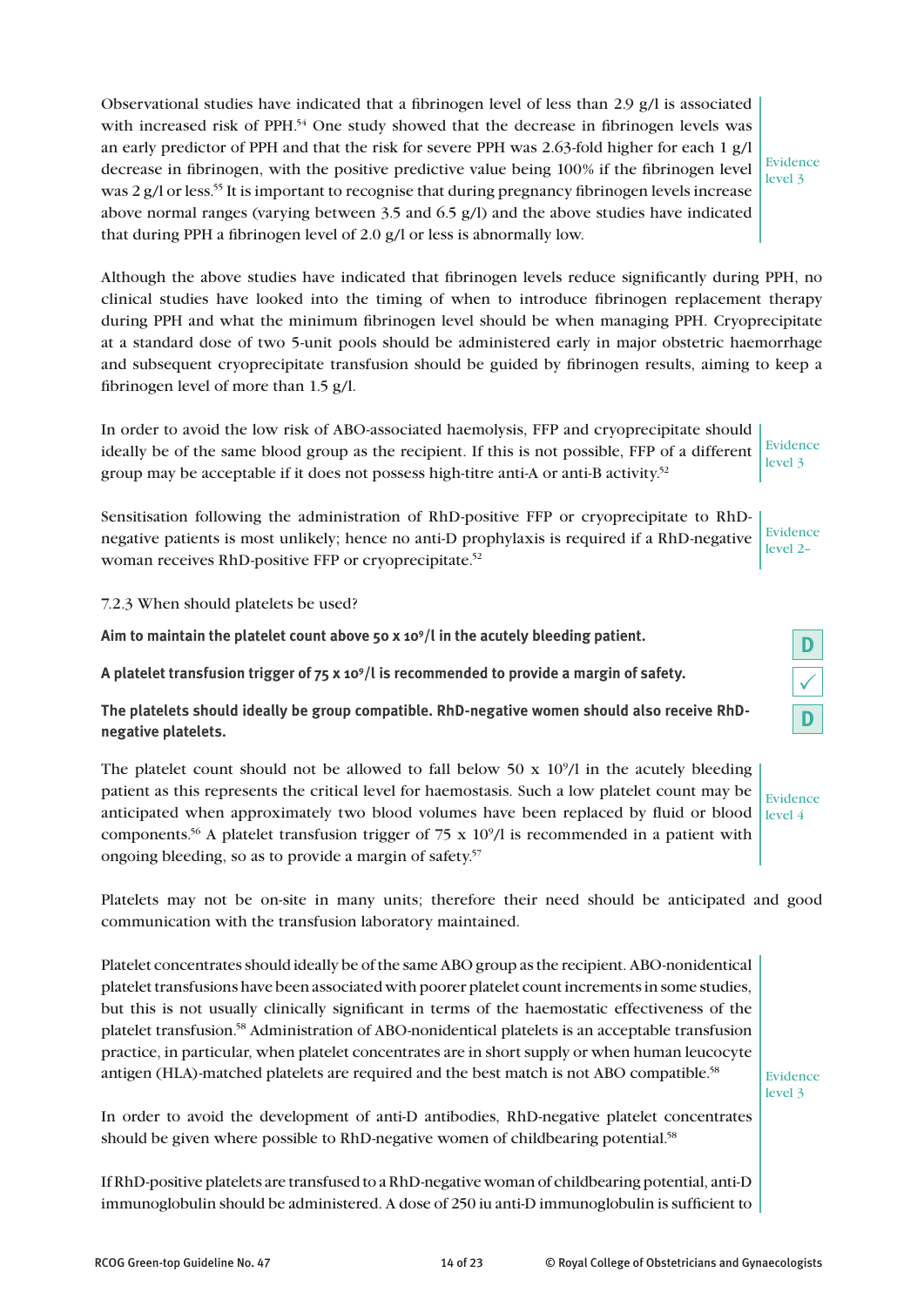Observational studies have indicated that a fibrinogen level of less than 2.9 g/l is associated with increased risk of PPH.[54] One study showed that the decrease in fibrinogen levels was an early predictor of PPH and that the risk for severe PPH was 2.63-fold higher for each 1 g/l decrease in fibrinogen, with the positive predictive value being 100% if the fibrinogen level was 2 g/l or less.[55] It is important to recognise that during pregnancy fibrinogen levels increase above normal ranges (varying between 3.5 and 6.5 g/l) and the above studies have indicated that during PPH a fibrinogen level of 2.0 g/l or less is abnormally low.

Evidence level 3

Although the above studies have indicated that fibrinogen levels reduce significantly during PPH, no clinical studies have looked into the timing of when to introduce fibrinogen replacement therapy during PPH and what the minimum fibrinogen level should be when managing PPH. Cryoprecipitate at a standard dose of two 5-unit pools should be administered early in major obstetric haemorrhage and subsequent cryoprecipitate transfusion should be guided by fibrinogen results, aiming to keep a fibrinogen level of more than 1.5 g/l.

In order to avoid the low risk of ABO-associated haemolysis, FFP and cryoprecipitate should ideally be of the same blood group as the recipient. If this is not possible, FFP of a different group may be acceptable if it does not possess high-titre anti-A or anti-B activity.[52]

Evidence level 3

Sensitisation following the administration of RhD-positive FFP or cryoprecipitate to RhD-negative patients is most unlikely; hence no anti-D prophylaxis is required if a RhD-negative woman receives RhD-positive FFP or cryoprecipitate.[52]

Evidence level 2–

7.2.3 When should platelets be used?

**Aim to maintain the platelet count above 50 x $10^9$/l in the acutely bleeding patient.**

D

**A platelet transfusion trigger of 75 x $10^9$/l is recommended to provide a margin of safety.**

✓

**The platelets should ideally be group compatible. RhD-negative women should also receive RhD-negative platelets.**

D

The platelet count should not be allowed to fall below 50 x $10^9$/l in the acutely bleeding patient as this represents the critical level for haemostasis. Such a low platelet count may be anticipated when approximately two blood volumes have been replaced by fluid or blood components.[56] A platelet transfusion trigger of 75 x $10^9$/l is recommended in a patient with ongoing bleeding, so as to provide a margin of safety.[57]

Evidence level 4

Platelets may not be on-site in many units; therefore their need should be anticipated and good communication with the transfusion laboratory maintained.

Platelet concentrates should ideally be of the same ABO group as the recipient. ABO-nonidentical platelet transfusions have been associated with poorer platelet count increments in some studies, but this is not usually clinically significant in terms of the haemostatic effectiveness of the platelet transfusion.[58] Administration of ABO-nonidentical platelets is an acceptable transfusion practice, in particular, when platelet concentrates are in short supply or when human leucocyte antigen (HLA)-matched platelets are required and the best match is not ABO compatible.[58]

In order to avoid the development of anti-D antibodies, RhD-negative platelet concentrates should be given where possible to RhD-negative women of childbearing potential.[58]

Evidence level 3

If RhD-positive platelets are transfused to a RhD-negative woman of childbearing potential, anti-D immunoglobulin should be administered. A dose of 250 iu anti-D immunoglobulin is sufficient to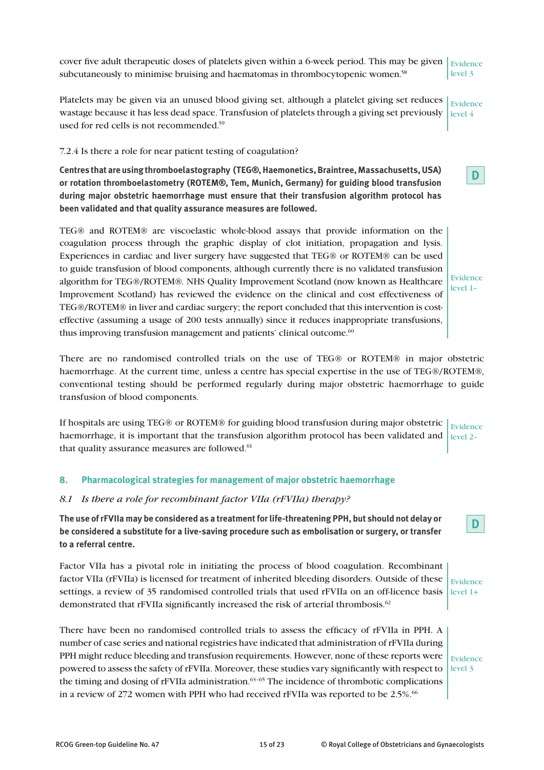cover five adult therapeutic doses of platelets given within a 6-week period. This may be given subcutaneously to minimise bruising and haematomas in thrombocytopenic women.[58]

Evidence level 3

Platelets may be given via an unused blood giving set, although a platelet giving set reduces wastage because it has less dead space. Transfusion of platelets through a giving set previously used for red cells is not recommended.[59]

Evidence level 4

7.2.4 Is there a role for near patient testing of coagulation?

**Centres that are using thromboelastography (TEG®, Haemonetics, Braintree, Massachusetts, USA) or rotation thromboelastometry (ROTEM®, Tem, Munich, Germany) for guiding blood transfusion during major obstetric haemorrhage must ensure that their transfusion algorithm protocol has been validated and that quality assurance measures are followed.**

**D**

TEG® and ROTEM® are viscoelastic whole-blood assays that provide information on the coagulation process through the graphic display of clot initiation, propagation and lysis. Experiences in cardiac and liver surgery have suggested that TEG® or ROTEM® can be used to guide transfusion of blood components, although currently there is no validated transfusion algorithm for TEG®/ROTEM®. NHS Quality Improvement Scotland (now known as Healthcare Improvement Scotland) has reviewed the evidence on the clinical and cost effectiveness of TEG®/ROTEM® in liver and cardiac surgery; the report concluded that this intervention is cost-effective (assuming a usage of 200 tests annually) since it reduces inappropriate transfusions, thus improving transfusion management and patients' clinical outcome.[60]

Evidence level 1–

There are no randomised controlled trials on the use of TEG® or ROTEM® in major obstetric haemorrhage. At the current time, unless a centre has special expertise in the use of TEG®/ROTEM®, conventional testing should be performed regularly during major obstetric haemorrhage to guide transfusion of blood components.

If hospitals are using TEG® or ROTEM® for guiding blood transfusion during major obstetric haemorrhage, it is important that the transfusion algorithm protocol has been validated and that quality assurance measures are followed.[61]

Evidence level 2–

## 8. Pharmacological strategies for management of major obstetric haemorrhage

### *8.1 Is there a role for recombinant factor VIIa (rFVIIa) therapy?*

**The use of rFVIIa may be considered as a treatment for life-threatening PPH, but should not delay or be considered a substitute for a live-saving procedure such as embolisation or surgery, or transfer to a referral centre.**

**D**

Factor VIIa has a pivotal role in initiating the process of blood coagulation. Recombinant factor VIIa (rFVIIa) is licensed for treatment of inherited bleeding disorders. Outside of these settings, a review of 35 randomised controlled trials that used rFVIIa on an off-licence basis demonstrated that rFVIIa significantly increased the risk of arterial thrombosis.[62]

Evidence level 1+

There have been no randomised controlled trials to assess the efficacy of rFVIIa in PPH. A number of case series and national registries have indicated that administration of rFVIIa during PPH might reduce bleeding and transfusion requirements. However, none of these reports were powered to assess the safety of rFVIIa. Moreover, these studies vary significantly with respect to the timing and dosing of rFVIIa administration.[63–65] The incidence of thrombotic complications in a review of 272 women with PPH who had received rFVIIa was reported to be 2.5%.[66]

Evidence level 3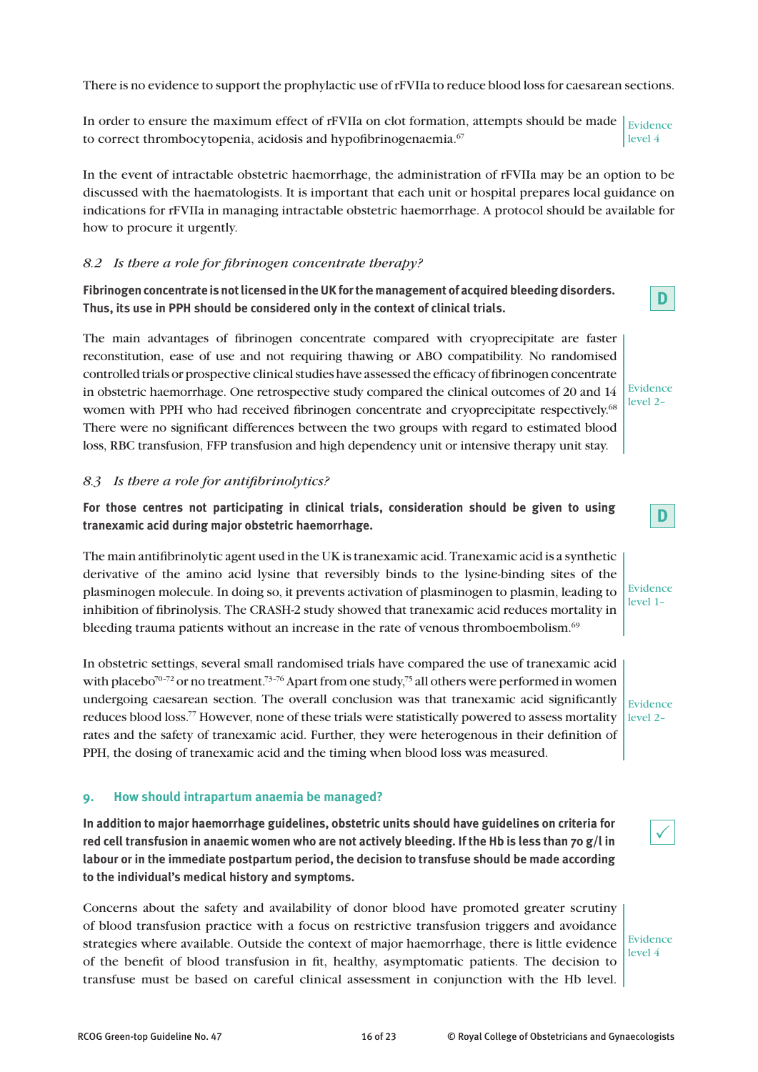There is no evidence to support the prophylactic use of rFVIIa to reduce blood loss for caesarean sections.

In order to ensure the maximum effect of rFVIIa on clot formation, attempts should be made to correct thrombocytopenia, acidosis and hypofibrinogenaemia.[67]

Evidence level 4

In the event of intractable obstetric haemorrhage, the administration of rFVIIa may be an option to be discussed with the haematologists. It is important that each unit or hospital prepares local guidance on indications for rFVIIa in managing intractable obstetric haemorrhage. A protocol should be available for how to procure it urgently.

### *8.2 Is there a role for fibrinogen concentrate therapy?*

**Fibrinogen concentrate is not licensed in the UK for the management of acquired bleeding disorders. Thus, its use in PPH should be considered only in the context of clinical trials.**

**D**

The main advantages of fibrinogen concentrate compared with cryoprecipitate are faster reconstitution, ease of use and not requiring thawing or ABO compatibility. No randomised controlled trials or prospective clinical studies have assessed the efficacy of fibrinogen concentrate in obstetric haemorrhage. One retrospective study compared the clinical outcomes of 20 and 14 women with PPH who had received fibrinogen concentrate and cryoprecipitate respectively.[68] There were no significant differences between the two groups with regard to estimated blood loss, RBC transfusion, FFP transfusion and high dependency unit or intensive therapy unit stay.

Evidence level 2–

### *8.3 Is there a role for antifibrinolytics?*

**For those centres not participating in clinical trials, consideration should be given to using tranexamic acid during major obstetric haemorrhage.**

**D**

The main antifibrinolytic agent used in the UK is tranexamic acid. Tranexamic acid is a synthetic derivative of the amino acid lysine that reversibly binds to the lysine-binding sites of the plasminogen molecule. In doing so, it prevents activation of plasminogen to plasmin, leading to inhibition of fibrinolysis. The CRASH-2 study showed that tranexamic acid reduces mortality in bleeding trauma patients without an increase in the rate of venous thromboembolism.[69]

Evidence level 1–

In obstetric settings, several small randomised trials have compared the use of tranexamic acid with placebo[70–72] or no treatment.[73–76] Apart from one study,[75] all others were performed in women undergoing caesarean section. The overall conclusion was that tranexamic acid significantly reduces blood loss.[77] However, none of these trials were statistically powered to assess mortality rates and the safety of tranexamic acid. Further, they were heterogenous in their definition of PPH, the dosing of tranexamic acid and the timing when blood loss was measured.

Evidence level 2–

## 9. How should intrapartum anaemia be managed?

**In addition to major haemorrhage guidelines, obstetric units should have guidelines on criteria for red cell transfusion in anaemic women who are not actively bleeding. If the Hb is less than 70 g/l in labour or in the immediate postpartum period, the decision to transfuse should be made according to the individual's medical history and symptoms.**

✓

Concerns about the safety and availability of donor blood have promoted greater scrutiny of blood transfusion practice with a focus on restrictive transfusion triggers and avoidance strategies where available. Outside the context of major haemorrhage, there is little evidence of the benefit of blood transfusion in fit, healthy, asymptomatic patients. The decision to transfuse must be based on careful clinical assessment in conjunction with the Hb level.

Evidence level 4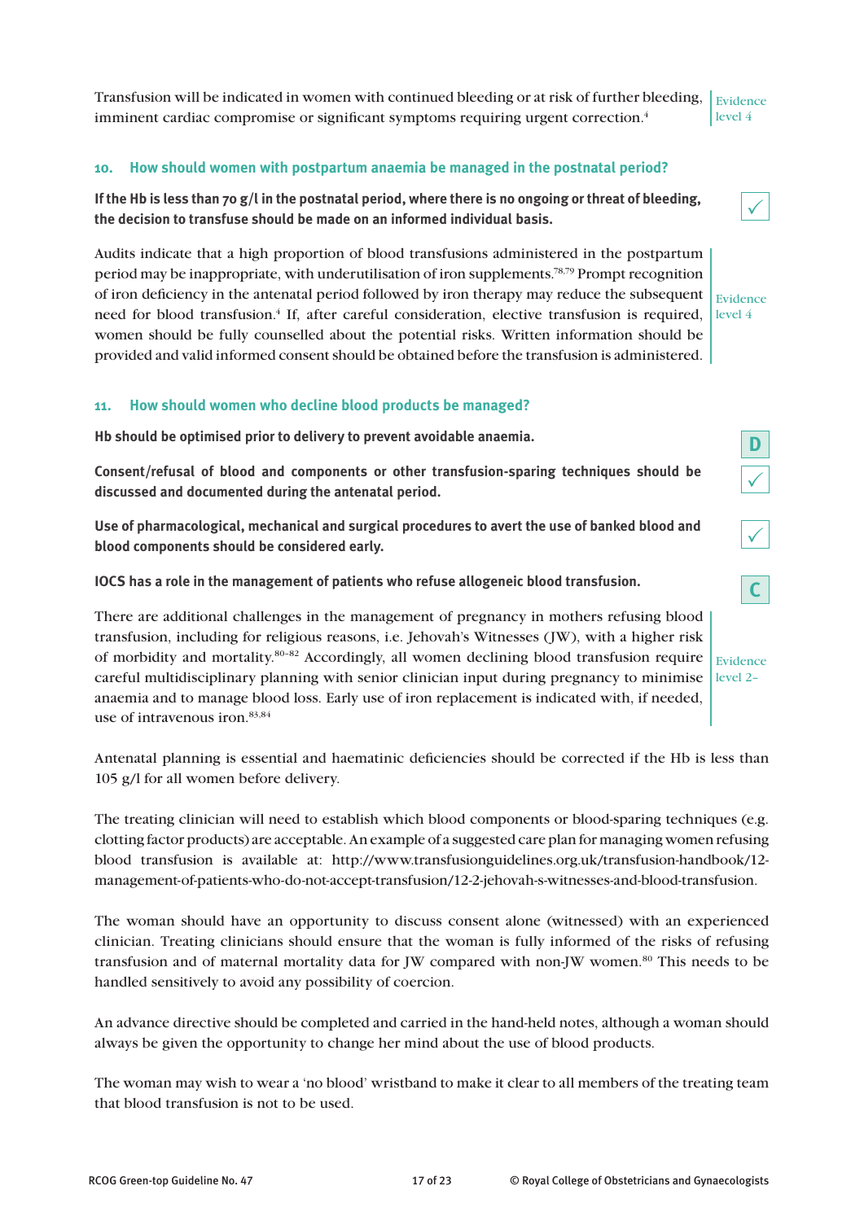Transfusion will be indicated in women with continued bleeding or at risk of further bleeding, imminent cardiac compromise or significant symptoms requiring urgent correction.[4]

Evidence level 4

## 10. How should women with postpartum anaemia be managed in the postnatal period?

**If the Hb is less than 70 g/l in the postnatal period, where there is no ongoing or threat of bleeding, the decision to transfuse should be made on an informed individual basis.**

✓

Audits indicate that a high proportion of blood transfusions administered in the postpartum period may be inappropriate, with underutilisation of iron supplements.[78,79] Prompt recognition of iron deficiency in the antenatal period followed by iron therapy may reduce the subsequent need for blood transfusion.[4] If, after careful consideration, elective transfusion is required, women should be fully counselled about the potential risks. Written information should be provided and valid informed consent should be obtained before the transfusion is administered.

Evidence level 4

## 11. How should women who decline blood products be managed?

**Hb should be optimised prior to delivery to prevent avoidable anaemia.**

D

**Consent/refusal of blood and components or other transfusion-sparing techniques should be discussed and documented during the antenatal period.**

✓

**Use of pharmacological, mechanical and surgical procedures to avert the use of banked blood and blood components should be considered early.**

✓

**IOCS has a role in the management of patients who refuse allogeneic blood transfusion.**

C

There are additional challenges in the management of pregnancy in mothers refusing blood transfusion, including for religious reasons, i.e. Jehovah's Witnesses (JW), with a higher risk of morbidity and mortality.[80–82] Accordingly, all women declining blood transfusion require careful multidisciplinary planning with senior clinician input during pregnancy to minimise anaemia and to manage blood loss. Early use of iron replacement is indicated with, if needed, use of intravenous iron.[83,84]

Evidence level 2–

Antenatal planning is essential and haematinic deficiencies should be corrected if the Hb is less than 105 g/l for all women before delivery.

The treating clinician will need to establish which blood components or blood-sparing techniques (e.g. clotting factor products) are acceptable. An example of a suggested care plan for managing women refusing blood transfusion is available at: http://www.transfusionguidelines.org.uk/transfusion-handbook/12-management-of-patients-who-do-not-accept-transfusion/12-2-jehovah-s-witnesses-and-blood-transfusion.

The woman should have an opportunity to discuss consent alone (witnessed) with an experienced clinician. Treating clinicians should ensure that the woman is fully informed of the risks of refusing transfusion and of maternal mortality data for JW compared with non-JW women.[80] This needs to be handled sensitively to avoid any possibility of coercion.

An advance directive should be completed and carried in the hand-held notes, although a woman should always be given the opportunity to change her mind about the use of blood products.

The woman may wish to wear a 'no blood' wristband to make it clear to all members of the treating team that blood transfusion is not to be used.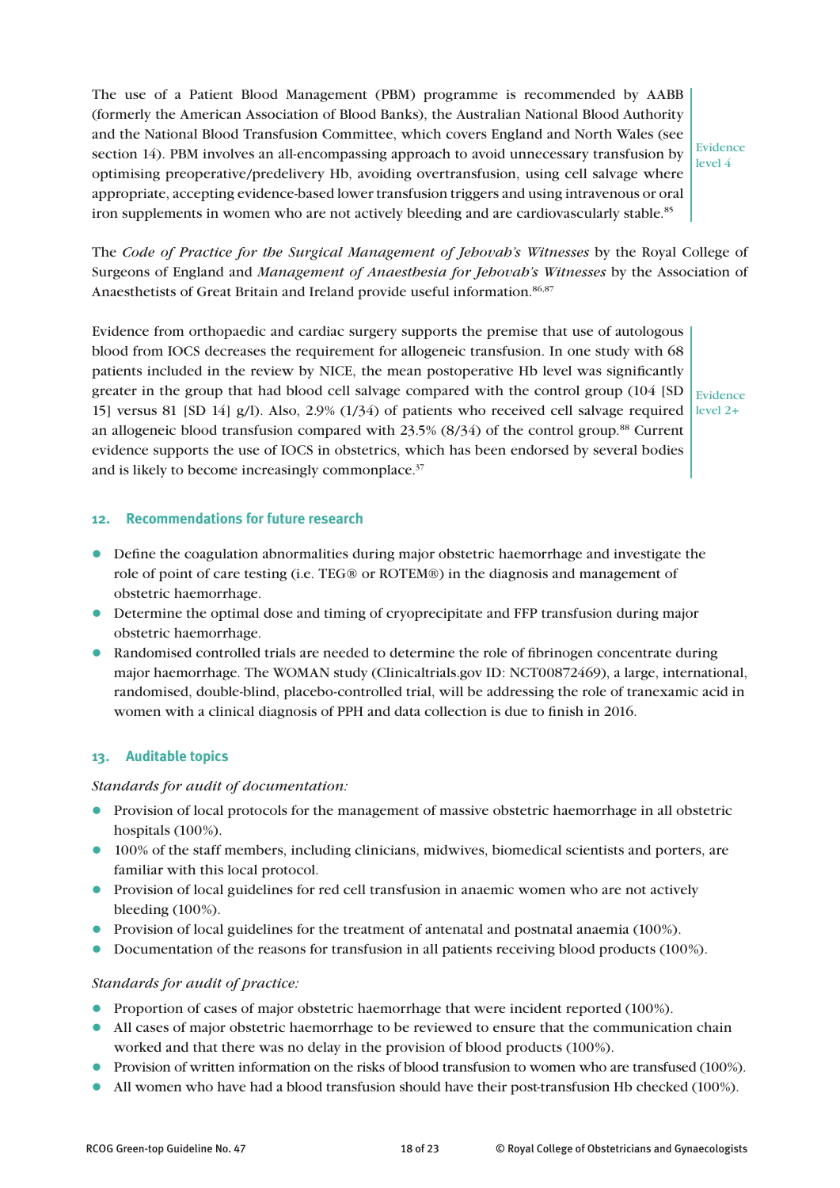The use of a Patient Blood Management (PBM) programme is recommended by AABB (formerly the American Association of Blood Banks), the Australian National Blood Authority and the National Blood Transfusion Committee, which covers England and North Wales (see section 14). PBM involves an all-encompassing approach to avoid unnecessary transfusion by optimising preoperative/predelivery Hb, avoiding overtransfusion, using cell salvage where appropriate, accepting evidence-based lower transfusion triggers and using intravenous or oral iron supplements in women who are not actively bleeding and are cardiovascularly stable.[85]

Evidence level 4

The *Code of Practice for the Surgical Management of Jehovah's Witnesses* by the Royal College of Surgeons of England and *Management of Anaesthesia for Jehovah's Witnesses* by the Association of Anaesthetists of Great Britain and Ireland provide useful information.[86,87]

Evidence from orthopaedic and cardiac surgery supports the premise that use of autologous blood from IOCS decreases the requirement for allogeneic transfusion. In one study with 68 patients included in the review by NICE, the mean postoperative Hb level was significantly greater in the group that had blood cell salvage compared with the control group (104 [SD 15] versus 81 [SD 14] g/l). Also, 2.9% (1/34) of patients who received cell salvage required an allogeneic blood transfusion compared with 23.5% (8/34) of the control group.[88] Current evidence supports the use of IOCS in obstetrics, which has been endorsed by several bodies and is likely to become increasingly commonplace.[37]

Evidence level 2+

## 12. Recommendations for future research

- Define the coagulation abnormalities during major obstetric haemorrhage and investigate the role of point of care testing (i.e. TEG® or ROTEM®) in the diagnosis and management of obstetric haemorrhage.
- Determine the optimal dose and timing of cryoprecipitate and FFP transfusion during major obstetric haemorrhage.
- Randomised controlled trials are needed to determine the role of fibrinogen concentrate during major haemorrhage. The WOMAN study (Clinicaltrials.gov ID: NCT00872469), a large, international, randomised, double-blind, placebo-controlled trial, will be addressing the role of tranexamic acid in women with a clinical diagnosis of PPH and data collection is due to finish in 2016.

## 13. Auditable topics

*Standards for audit of documentation:*

- Provision of local protocols for the management of massive obstetric haemorrhage in all obstetric hospitals (100%).
- 100% of the staff members, including clinicians, midwives, biomedical scientists and porters, are familiar with this local protocol.
- Provision of local guidelines for red cell transfusion in anaemic women who are not actively bleeding (100%).
- Provision of local guidelines for the treatment of antenatal and postnatal anaemia (100%).
- Documentation of the reasons for transfusion in all patients receiving blood products (100%).

*Standards for audit of practice:*

- Proportion of cases of major obstetric haemorrhage that were incident reported (100%).
- All cases of major obstetric haemorrhage to be reviewed to ensure that the communication chain worked and that there was no delay in the provision of blood products (100%).
- Provision of written information on the risks of blood transfusion to women who are transfused (100%).
- All women who have had a blood transfusion should have their post-transfusion Hb checked (100%).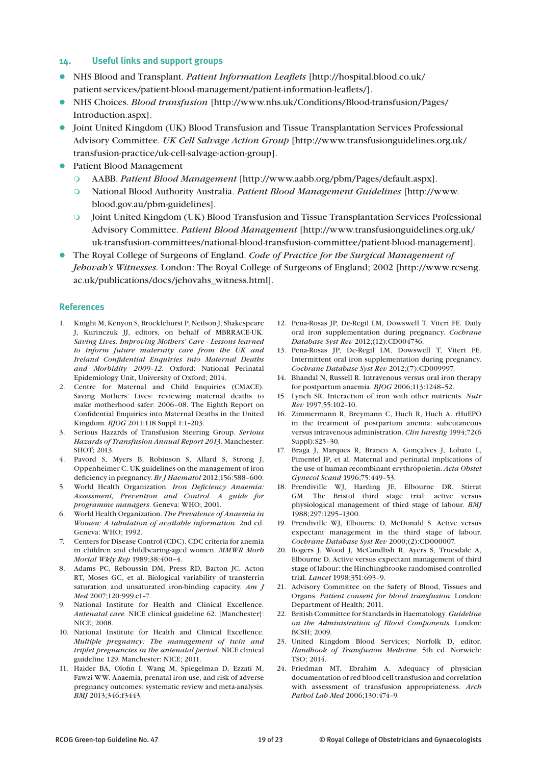## 14. Useful links and support groups

- NHS Blood and Transplant. *Patient Information Leaflets* [http://hospital.blood.co.uk/patient-services/patient-blood-management/patient-information-leaflets/].
- NHS Choices. *Blood transfusion* [http://www.nhs.uk/Conditions/Blood-transfusion/Pages/Introduction.aspx].
- Joint United Kingdom (UK) Blood Transfusion and Tissue Transplantation Services Professional Advisory Committee. *UK Cell Salvage Action Group* [http://www.transfusionguidelines.org.uk/transfusion-practice/uk-cell-salvage-action-group].
- Patient Blood Management
  - AABB. *Patient Blood Management* [http://www.aabb.org/pbm/Pages/default.aspx].
  - National Blood Authority Australia. *Patient Blood Management Guidelines* [http://www.blood.gov.au/pbm-guidelines].
  - Joint United Kingdom (UK) Blood Transfusion and Tissue Transplantation Services Professional Advisory Committee. *Patient Blood Management* [http://www.transfusionguidelines.org.uk/uk-transfusion-committees/national-blood-transfusion-committee/patient-blood-management].
- The Royal College of Surgeons of England. *Code of Practice for the Surgical Management of Jehovah's Witnesses*. London: The Royal College of Surgeons of England; 2002 [http://www.rcseng.ac.uk/publications/docs/jehovahs_witness.html].

## References

1. Knight M, Kenyon S, Brocklehurst P, Neilson J, Shakespeare J, Kurinczuk JJ, editors, on behalf of MBRRACE-UK. *Saving Lives, Improving Mothers' Care - Lessons learned to inform future maternity care from the UK and Ireland Confidential Enquiries into Maternal Deaths and Morbidity 2009–12*. Oxford: National Perinatal Epidemiology Unit, University of Oxford; 2014.
2. Centre for Maternal and Child Enquiries (CMACE). Saving Mothers' Lives: reviewing maternal deaths to make motherhood safer: 2006–08. The Eighth Report on Confidential Enquiries into Maternal Deaths in the United Kingdom. *BJOG* 2011;118 Suppl 1:1–203.
3. Serious Hazards of Transfusion Steering Group. *Serious Hazards of Transfusion Annual Report 2013*. Manchester: SHOT; 2013.
4. Pavord S, Myers B, Robinson S, Allard S, Strong J, Oppenheimer C. UK guidelines on the management of iron deficiency in pregnancy. *Br J Haematol* 2012;156:588–600.
5. World Health Organization. *Iron Deficiency Anaemia: Assessment, Prevention and Control. A guide for programme managers*. Geneva: WHO; 2001.
6. World Health Organization. *The Prevalence of Anaemia in Women: A tabulation of available information*. 2nd ed. Geneva: WHO; 1992.
7. Centers for Disease Control (CDC). CDC criteria for anemia in children and childbearing-aged women. *MMWR Morb Mortal Wkly Rep* 1989;38:400–4.
8. Adams PC, Reboussin DM, Press RD, Barton JC, Acton RT, Moses GC, et al. Biological variability of transferrin saturation and unsaturated iron-binding capacity. *Am J Med* 2007;120:999.e1–7.
9. National Institute for Health and Clinical Excellence. *Antenatal care*. NICE clinical guideline 62. [Manchester]: NICE; 2008.
10. National Institute for Health and Clinical Excellence. *Multiple pregnancy: The management of twin and triplet pregnancies in the antenatal period*. NICE clinical guideline 129. Manchester: NICE; 2011.
11. Haider BA, Olofin I, Wang M, Spiegelman D, Ezzati M, Fawzi WW. Anaemia, prenatal iron use, and risk of adverse pregnancy outcomes: systematic review and meta-analysis. *BMJ* 2013;346:f3443.
12. Pena-Rosas JP, De-Regil LM, Dowswell T, Viteri FE. Daily oral iron supplementation during pregnancy. *Cochrane Database Syst Rev* 2012;(12):CD004736.
13. Pena-Rosas JP, De-Regil LM, Dowswell T, Viteri FE. Intermittent oral iron supplementation during pregnancy. *Cochrane Database Syst Rev* 2012;(7):CD009997.
14. Bhandal N, Russell R. Intravenous versus oral iron therapy for postpartum anaemia. *BJOG* 2006;113:1248–52.
15. Lynch SR. Interaction of iron with other nutrients. *Nutr Rev* 1997;55:102–10.
16. Zimmermann R, Breymann C, Huch R, Huch A. rHuEPO in the treatment of postpartum anemia: subcutaneous versus intravenous administration. *Clin Investig* 1994;72(6 Suppl):S25–30.
17. Braga J, Marques R, Branco A, Gonçalves J, Lobato L, Pimentel JP, et al. Maternal and perinatal implications of the use of human recombinant erythropoietin. *Acta Obstet Gynecol Scand* 1996;75:449–53.
18. Prendiville WJ, Harding JE, Elbourne DR, Stirrat GM. The Bristol third stage trial: active versus physiological management of third stage of labour. *BMJ* 1988;297:1295–1300.
19. Prendiville WJ, Elbourne D, McDonald S. Active versus expectant management in the third stage of labour. *Cochrane Database Syst Rev* 2000;(2):CD000007.
20. Rogers J, Wood J, McCandlish R, Ayers S, Truesdale A, Elbourne D. Active versus expectant management of third stage of labour: the Hinchingbrooke randomised controlled trial. *Lancet* 1998;351:693–9.
21. Advisory Committee on the Safety of Blood, Tissues and Organs. *Patient consent for blood transfusion*. London: Department of Health; 2011.
22. British Committee for Standards in Haematology. *Guideline on the Administration of Blood Components*. London: BCSH; 2009.
23. United Kingdom Blood Services; Norfolk D, editor. *Handbook of Transfusion Medicine*. 5th ed. Norwich: TSO; 2014.
24. Friedman MT, Ebrahim A. Adequacy of physician documentation of red blood cell transfusion and correlation with assessment of transfusion appropriateness. *Arch Pathol Lab Med* 2006;130:474–9.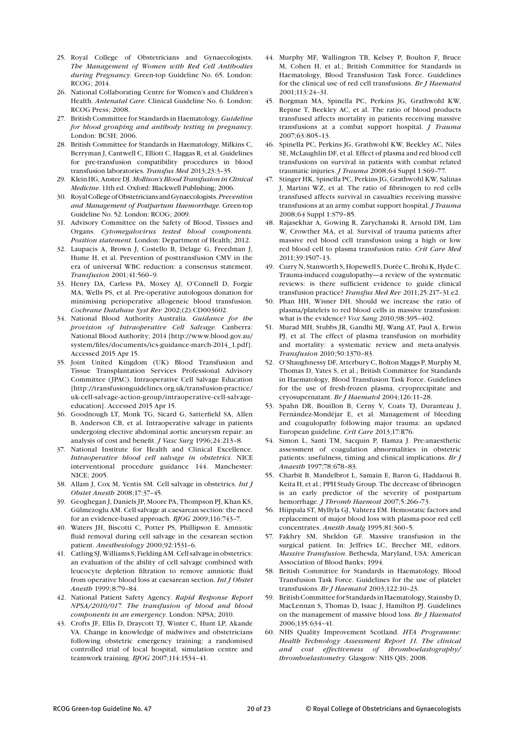25. Royal College of Obstetricians and Gynaecologists. *The Management of Women with Red Cell Antibodies during Pregnancy*. Green-top Guideline No. 65. London: RCOG; 2014.
26. National Collaborating Centre for Women's and Children's Health. *Antenatal Care*. Clinical Guideline No. 6. London: RCOG Press; 2008.
27. British Committee for Standards in Haematology. *Guideline for blood grouping and antibody testing in pregnancy*. London: BCSH; 2006.
28. British Committee for Standards in Haematology, Milkins C, Berryman J, Cantwell C, Elliott C, Haggas R, et al. Guidelines for pre-transfusion compatibility procedures in blood transfusion laboratories. *Transfus Med* 2013;23:3–35.
29. Klein HG, Anstee DJ. *Mollison's Blood Transfusion in Clinical Medicine*. 11th ed. Oxford: Blackwell Publishing; 2006.
30. Royal College of Obstetricians and Gynaecologists. *Prevention and Management of Postpartum Haemorrhage*. Green-top Guideline No. 52. London: RCOG; 2009.
31. Advisory Committee on the Safety of Blood, Tissues and Organs. *Cytomegalovirus tested blood components. Position statement*. London: Department of Health; 2012.
32. Laupacis A, Brown J, Costello B, Delage G, Freedman J, Hume H, et al. Prevention of posttransfusion CMV in the era of universal WBC reduction: a consensus statement. *Transfusion* 2001;41:560–9.
33. Henry DA, Carless PA, Moxey AJ, O'Connell D, Forgie MA, Wells PS, et al. Pre-operative autologous donation for minimising perioperative allogeneic blood transfusion. *Cochrane Database Syst Rev* 2002;(2):CD003602.
34. National Blood Authority Australia. *Guidance for the provision of Intraoperative Cell Salvage*. Canberra: National Blood Authority; 2014 [http://www.blood.gov.au/system/files/documents/ics-guidance-march-2014_1.pdf]. Accessed 2015 Apr 15.
35. Joint United Kingdom (UK) Blood Transfusion and Tissue Transplantation Services Professional Advisory Committee (JPAC). Intraoperative Cell Salvage Education [http://transfusionguidelines.org.uk/transfusion-practice/uk-cell-salvage-action-group/intraoperative-cell-salvage-education]. Accessed 2015 Apr 15.
36. Goodnough LT, Monk TG, Sicard G, Satterfield SA, Allen B, Anderson CB, et al. Intraoperative salvage in patients undergoing elective abdominal aortic aneurysm repair: an analysis of cost and benefit. *J Vasc Surg* 1996;24:213–8.
37. National Institute for Health and Clinical Excellence. *Intraoperative blood cell salvage in obstetrics*. NICE interventional procedure guidance 144. Manchester: NICE; 2005.
38. Allam J, Cox M, Yentis SM. Cell salvage in obstetrics. *Int J Obstet Anesth* 2008;17:37–45.
39. Geoghegan J, Daniels JP, Moore PA, Thompson PJ, Khan KS, Gülmezoglu AM. Cell salvage at caesarean section: the need for an evidence-based approach. *BJOG* 2009;116:743–7.
40. Waters JH, Biscotti C, Potter PS, Phillipson E. Amniotic fluid removal during cell salvage in the cesarean section patient. *Anesthesiology* 2000;92:1531–6.
41. Catling SJ, Williams S, Fielding AM. Cell salvage in obstetrics: an evaluation of the ability of cell salvage combined with leucocyte depletion filtration to remove amniotic fluid from operative blood loss at caesarean section. *Int J Obstet Anesth* 1999;8:79–84.
42. National Patient Safety Agency. *Rapid Response Report NPSA/2010/017. The transfusion of blood and blood components in an emergency*. London: NPSA; 2010.
43. Crofts JF, Ellis D, Draycott TJ, Winter C, Hunt LP, Akande VA. Change in knowledge of midwives and obstetricians following obstetric emergency training: a randomised controlled trial of local hospital, simulation centre and teamwork training. *BJOG* 2007;114:1534–41.
44. Murphy MF, Wallington TB, Kelsey P, Boulton F, Bruce M, Cohen H, et al.; British Committee for Standards in Haematology, Blood Transfusion Task Force. Guidelines for the clinical use of red cell transfusions. *Br J Haematol* 2001;113:24–31.
45. Borgman MA, Spinella PC, Perkins JG, Grathwohl KW, Repine T, Beekley AC, et al. The ratio of blood products transfused affects mortality in patients receiving massive transfusions at a combat support hospital. *J Trauma* 2007;63:805–13.
46. Spinella PC, Perkins JG, Grathwohl KW, Beekley AC, Niles SE, McLaughlin DF, et al. Effect of plasma and red blood cell transfusions on survival in patients with combat related traumatic injuries. *J Trauma* 2008;64 Suppl 1:S69–77.
47. Stinger HK, Spinella PC, Perkins JG, Grathwohl KW, Salinas J, Martini WZ, et al. The ratio of fibrinogen to red cells transfused affects survival in casualties receiving massive transfusions at an army combat support hospital. *J Trauma* 2008;64 Suppl 1:S79–85.
48. Rajasekhar A, Gowing R, Zarychanski R, Arnold DM, Lim W, Crowther MA, et al. Survival of trauma patients after massive red blood cell transfusion using a high or low red blood cell to plasma transfusion ratio. *Crit Care Med* 2011;39:1507–13.
49. Curry N, Stanworth S, Hopewell S, Dorée C, Brohi K, Hyde C. Trauma-induced coagulopathy—a review of the systematic reviews: is there sufficient evidence to guide clinical transfusion practice? *Transfus Med Rev* 2011;25:217–31.e2.
50. Phan HH, Wisner DH. Should we increase the ratio of plasma/platelets to red blood cells in massive transfusion: what is the evidence? *Vox Sang* 2010;98:395–402.
51. Murad MH, Stubbs JR, Gandhi MJ, Wang AT, Paul A, Erwin PJ, et al. The effect of plasma transfusion on morbidity and mortality: a systematic review and meta-analysis. *Transfusion* 2010;50:1370–83.
52. O'Shaughnessy DF, Atterbury C, Bolton Maggs P, Murphy M, Thomas D, Yates S, et al.; British Committee for Standards in Haematology, Blood Transfusion Task Force. Guidelines for the use of fresh-frozen plasma, cryoprecipitate and cryosupernatant. *Br J Haematol* 2004;126:11–28.
53. Spahn DR, Bouillon B, Cerny V, Coats TJ, Duranteau J, Fernández-Mondéjar E, et al. Management of bleeding and coagulopathy following major trauma: an updated European guideline. *Crit Care* 2013;17:R76.
54. Simon L, Santi TM, Sacquin P, Hamza J. Pre-anaesthetic assessment of coagulation abnormalities in obstetric patients: usefulness, timing and clinical implications. *Br J Anaesth* 1997;78:678–83.
55. Charbit B, Mandelbrot L, Samain E, Baron G, Haddaoui B, Keita H, et al.; PPH Study Group. The decrease of fibrinogen is an early predictor of the severity of postpartum hemorrhage. *J Thromb Haemost* 2007;5:266–73.
56. Hiippala ST, Myllyla GJ, Vahtera EM. Hemostatic factors and replacement of major blood loss with plasma-poor red cell concentrates. *Anesth Analg* 1995;81:360–5.
57. Fakhry SM, Sheldon GF. Massive transfusion in the surgical patient. In: Jeffries LC, Brecher ME, editors. *Massive Transfusion*. Bethesda, Maryland, USA: American Association of Blood Banks; 1994.
58. British Committee for Standards in Haematology, Blood Transfusion Task Force. Guidelines for the use of platelet transfusions. *Br J Haematol* 2003;122:10–23.
59. British Committee for Standards in Haematology, Stainsby D, MacLennan S, Thomas D, Isaac J, Hamilton PJ. Guidelines on the management of massive blood loss. *Br J Haematol* 2006;135:634–41.
60. NHS Quality Improvement Scotland. *HTA Programme: Health Technology Assessment Report 11. The clinical and cost effectiveness of thromboelastography/thromboelastometry*. Glasgow: NHS QIS; 2008.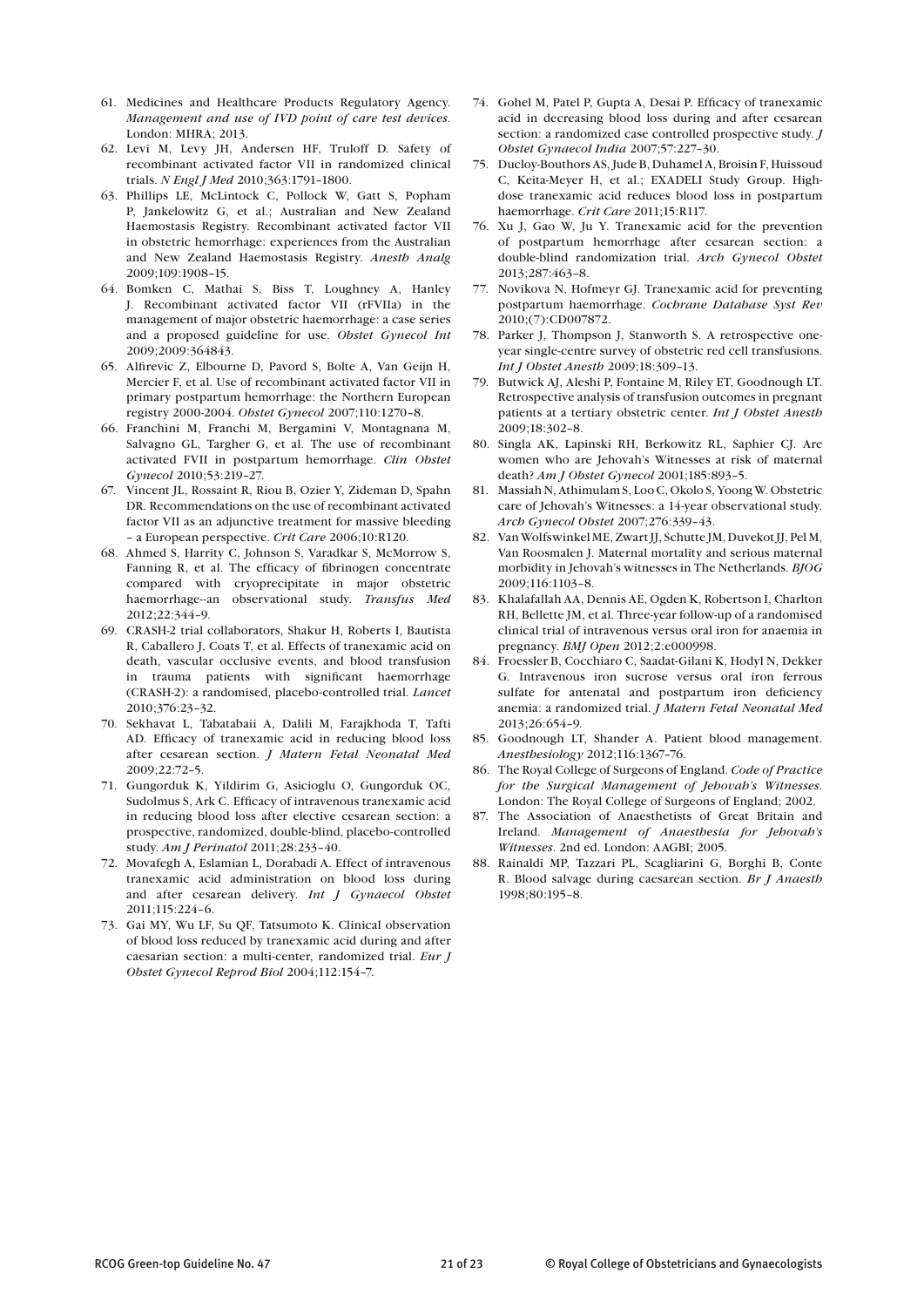61. Medicines and Healthcare Products Regulatory Agency. *Management and use of IVD point of care test devices*. London: MHRA; 2013.
62. Levi M, Levy JH, Andersen HF, Truloff D. Safety of recombinant activated factor VII in randomized clinical trials. *N Engl J Med* 2010;363:1791–1800.
63. Phillips LE, McLintock C, Pollock W, Gatt S, Popham P, Jankelowitz G, et al.; Australian and New Zealand Haemostasis Registry. Recombinant activated factor VII in obstetric hemorrhage: experiences from the Australian and New Zealand Haemostasis Registry. *Anesth Analg* 2009;109:1908–15.
64. Bomken C, Mathai S, Biss T, Loughney A, Hanley J. Recombinant activated factor VII (rFVIIa) in the management of major obstetric haemorrhage: a case series and a proposed guideline for use. *Obstet Gynecol Int* 2009;2009:364843.
65. Alfirevic Z, Elbourne D, Pavord S, Bolte A, Van Geijn H, Mercier F, et al. Use of recombinant activated factor VII in primary postpartum hemorrhage: the Northern European registry 2000-2004. *Obstet Gynecol* 2007;110:1270–8.
66. Franchini M, Franchi M, Bergamini V, Montagnana M, Salvagno GL, Targher G, et al. The use of recombinant activated FVII in postpartum hemorrhage. *Clin Obstet Gynecol* 2010;53:219–27.
67. Vincent JL, Rossaint R, Riou B, Ozier Y, Zideman D, Spahn DR. Recommendations on the use of recombinant activated factor VII as an adjunctive treatment for massive bleeding – a European perspective. *Crit Care* 2006;10:R120.
68. Ahmed S, Harrity C, Johnson S, Varadkar S, McMorrow S, Fanning R, et al. The efficacy of fibrinogen concentrate compared with cryoprecipitate in major obstetric haemorrhage--an observational study. *Transfus Med* 2012;22:344–9.
69. CRASH-2 trial collaborators, Shakur H, Roberts I, Bautista R, Caballero J, Coats T, et al. Effects of tranexamic acid on death, vascular occlusive events, and blood transfusion in trauma patients with significant haemorrhage (CRASH-2): a randomised, placebo-controlled trial. *Lancet* 2010;376:23–32.
70. Sekhavat L, Tabatabaii A, Dalili M, Farajkhoda T, Tafti AD. Efficacy of tranexamic acid in reducing blood loss after cesarean section. *J Matern Fetal Neonatal Med* 2009;22:72–5.
71. Gungorduk K, Yildirim G, Asicioglu O, Gungorduk OC, Sudolmus S, Ark C. Efficacy of intravenous tranexamic acid in reducing blood loss after elective cesarean section: a prospective, randomized, double-blind, placebo-controlled study. *Am J Perinatol* 2011;28:233–40.
72. Movafegh A, Eslamian L, Dorabadi A. Effect of intravenous tranexamic acid administration on blood loss during and after cesarean delivery. *Int J Gynaecol Obstet* 2011;115:224–6.
73. Gai MY, Wu LF, Su QF, Tatsumoto K. Clinical observation of blood loss reduced by tranexamic acid during and after caesarian section: a multi-center, randomized trial. *Eur J Obstet Gynecol Reprod Biol* 2004;112:154–7.
74. Gohel M, Patel P, Gupta A, Desai P. Efficacy of tranexamic acid in decreasing blood loss during and after cesarean section: a randomized case controlled prospective study. *J Obstet Gynaecol India* 2007;57:227–30.
75. Ducloy-Bouthors AS, Jude B, Duhamel A, Broisin F, Huissoud C, Keita-Meyer H, et al.; EXADELI Study Group. High-dose tranexamic acid reduces blood loss in postpartum haemorrhage. *Crit Care* 2011;15:R117.
76. Xu J, Gao W, Ju Y. Tranexamic acid for the prevention of postpartum hemorrhage after cesarean section: a double-blind randomization trial. *Arch Gynecol Obstet* 2013;287:463–8.
77. Novikova N, Hofmeyr GJ. Tranexamic acid for preventing postpartum haemorrhage. *Cochrane Database Syst Rev* 2010;(7):CD007872.
78. Parker J, Thompson J, Stanworth S. A retrospective one-year single-centre survey of obstetric red cell transfusions. *Int J Obstet Anesth* 2009;18:309–13.
79. Butwick AJ, Aleshi P, Fontaine M, Riley ET, Goodnough LT. Retrospective analysis of transfusion outcomes in pregnant patients at a tertiary obstetric center. *Int J Obstet Anesth* 2009;18:302–8.
80. Singla AK, Lapinski RH, Berkowitz RL, Saphier CJ. Are women who are Jehovah's Witnesses at risk of maternal death? *Am J Obstet Gynecol* 2001;185:893–5.
81. Massiah N, Athimulam S, Loo C, Okolo S, Yoong W. Obstetric care of Jehovah's Witnesses: a 14-year observational study. *Arch Gynecol Obstet* 2007;276:339–43.
82. Van Wolfswinkel ME, Zwart JJ, Schutte JM, Duvekot JJ, Pel M, Van Roosmalen J. Maternal mortality and serious maternal morbidity in Jehovah's witnesses in The Netherlands. *BJOG* 2009;116:1103–8.
83. Khalafallah AA, Dennis AE, Ogden K, Robertson I, Charlton RH, Bellette JM, et al. Three-year follow-up of a randomised clinical trial of intravenous versus oral iron for anaemia in pregnancy. *BMJ Open* 2012;2:e000998.
84. Froessler B, Cocchiaro C, Saadat-Gilani K, Hodyl N, Dekker G. Intravenous iron sucrose versus oral iron ferrous sulfate for antenatal and postpartum iron deficiency anemia: a randomized trial. *J Matern Fetal Neonatal Med* 2013;26:654–9.
85. Goodnough LT, Shander A. Patient blood management. *Anesthesiology* 2012;116:1367–76.
86. The Royal College of Surgeons of England. *Code of Practice for the Surgical Management of Jehovah's Witnesses*. London: The Royal College of Surgeons of England; 2002.
87. The Association of Anaesthetists of Great Britain and Ireland. *Management of Anaesthesia for Jehovah's Witnesses*. 2nd ed. London: AAGBI; 2005.
88. Rainaldi MP, Tazzari PL, Scagliarini G, Borghi B, Conte R. Blood salvage during caesarean section. *Br J Anaesth* 1998;80:195–8.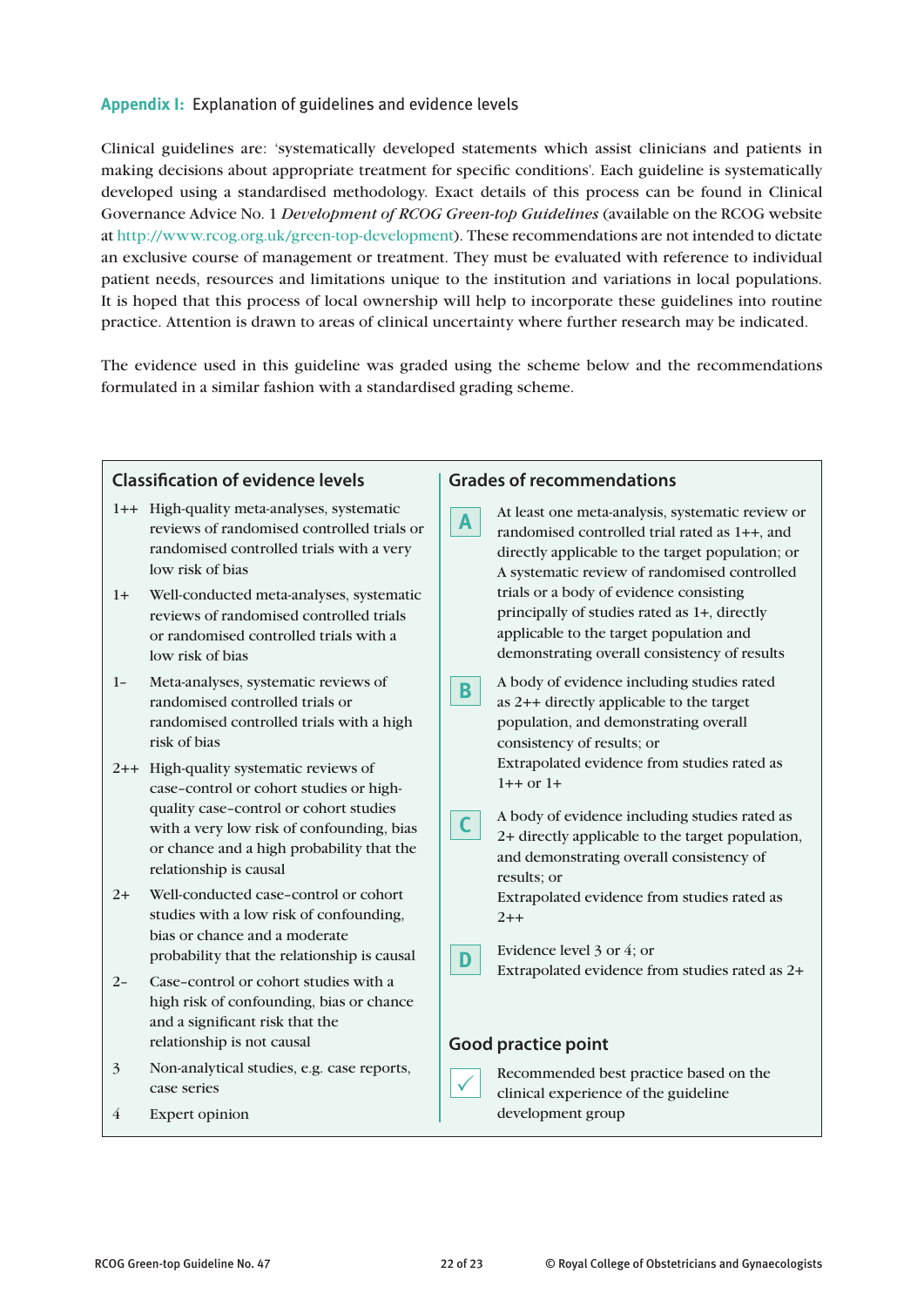## Appendix I: Explanation of guidelines and evidence levels

Clinical guidelines are: 'systematically developed statements which assist clinicians and patients in making decisions about appropriate treatment for specific conditions'. Each guideline is systematically developed using a standardised methodology. Exact details of this process can be found in Clinical Governance Advice No. 1 *Development of RCOG Green-top Guidelines* (available on the RCOG website at http://www.rcog.org.uk/green-top-development). These recommendations are not intended to dictate an exclusive course of management or treatment. They must be evaluated with reference to individual patient needs, resources and limitations unique to the institution and variations in local populations. It is hoped that this process of local ownership will help to incorporate these guidelines into routine practice. Attention is drawn to areas of clinical uncertainty where further research may be indicated.

The evidence used in this guideline was graded using the scheme below and the recommendations formulated in a similar fashion with a standardised grading scheme.

### Classification of evidence levels

| Level | Description |
|---|---|
| 1++ | High-quality meta-analyses, systematic reviews of randomised controlled trials or randomised controlled trials with a very low risk of bias |
| 1+ | Well-conducted meta-analyses, systematic reviews of randomised controlled trials or randomised controlled trials with a low risk of bias |
| 1– | Meta-analyses, systematic reviews of randomised controlled trials or randomised controlled trials with a high risk of bias |
| 2++ | High-quality systematic reviews of case–control or cohort studies or high-quality case–control or cohort studies with a very low risk of confounding, bias or chance and a high probability that the relationship is causal |
| 2+ | Well-conducted case–control or cohort studies with a low risk of confounding, bias or chance and a moderate probability that the relationship is causal |
| 2– | Case–control or cohort studies with a high risk of confounding, bias or chance and a significant risk that the relationship is not causal |
| 3 | Non-analytical studies, e.g. case reports, case series |
| 4 | Expert opinion |

### Grades of recommendations

| Grade | Description |
|---|---|
| A | At least one meta-analysis, systematic review or randomised controlled trial rated as 1++, and directly applicable to the target population; or A systematic review of randomised controlled trials or a body of evidence consisting principally of studies rated as 1+, directly applicable to the target population and demonstrating overall consistency of results |
| B | A body of evidence including studies rated as 2++ directly applicable to the target population, and demonstrating overall consistency of results; or Extrapolated evidence from studies rated as 1++ or 1+ |
| C | A body of evidence including studies rated as 2+ directly applicable to the target population, and demonstrating overall consistency of results; or Extrapolated evidence from studies rated as 2++ |
| D | Evidence level 3 or 4; or Extrapolated evidence from studies rated as 2+ |

### Good practice point

| | |
|---|---|
| ✓ | Recommended best practice based on the clinical experience of the guideline development group |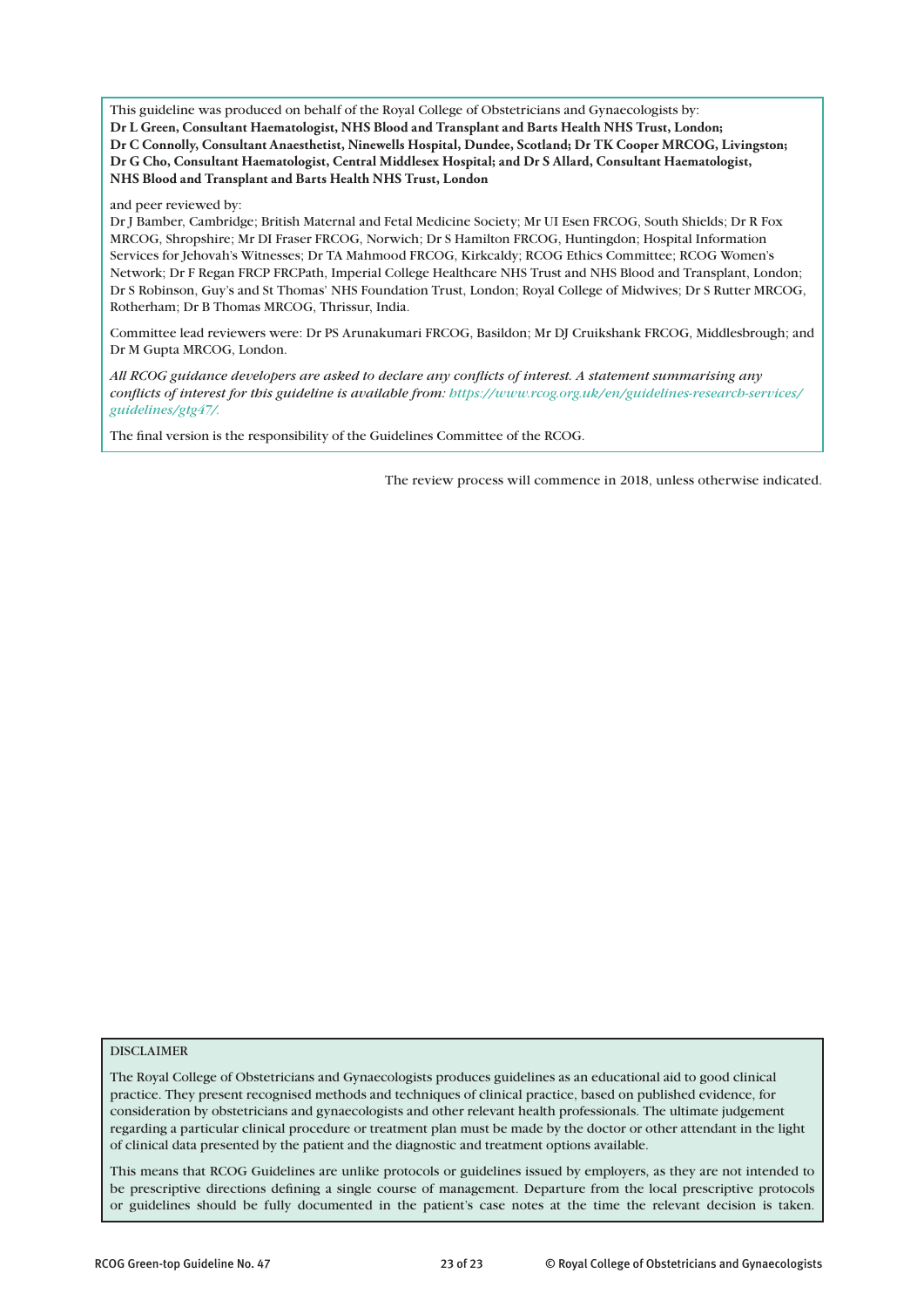This guideline was produced on behalf of the Royal College of Obstetricians and Gynaecologists by:
**Dr L Green, Consultant Haematologist, NHS Blood and Transplant and Barts Health NHS Trust, London; Dr C Connolly, Consultant Anaesthetist, Ninewells Hospital, Dundee, Scotland; Dr TK Cooper MRCOG, Livingston; Dr G Cho, Consultant Haematologist, Central Middlesex Hospital; and Dr S Allard, Consultant Haematologist, NHS Blood and Transplant and Barts Health NHS Trust, London**

and peer reviewed by:
Dr J Bamber, Cambridge; British Maternal and Fetal Medicine Society; Mr UI Esen FRCOG, South Shields; Dr R Fox MRCOG, Shropshire; Mr DI Fraser FRCOG, Norwich; Dr S Hamilton FRCOG, Huntingdon; Hospital Information Services for Jehovah's Witnesses; Dr TA Mahmood FRCOG, Kirkcaldy; RCOG Ethics Committee; RCOG Women's Network; Dr F Regan FRCP FRCPath, Imperial College Healthcare NHS Trust and NHS Blood and Transplant, London; Dr S Robinson, Guy's and St Thomas' NHS Foundation Trust, London; Royal College of Midwives; Dr S Rutter MRCOG, Rotherham; Dr B Thomas MRCOG, Thrissur, India.

Committee lead reviewers were: Dr PS Arunakumari FRCOG, Basildon; Mr DJ Cruikshank FRCOG, Middlesbrough; and Dr M Gupta MRCOG, London.

*All RCOG guidance developers are asked to declare any conflicts of interest. A statement summarising any conflicts of interest for this guideline is available from: https://www.rcog.org.uk/en/guidelines-research-services/guidelines/gtg47/.*

The final version is the responsibility of the Guidelines Committee of the RCOG.

The review process will commence in 2018, unless otherwise indicated.

DISCLAIMER

The Royal College of Obstetricians and Gynaecologists produces guidelines as an educational aid to good clinical practice. They present recognised methods and techniques of clinical practice, based on published evidence, for consideration by obstetricians and gynaecologists and other relevant health professionals. The ultimate judgement regarding a particular clinical procedure or treatment plan must be made by the doctor or other attendant in the light of clinical data presented by the patient and the diagnostic and treatment options available.

This means that RCOG Guidelines are unlike protocols or guidelines issued by employers, as they are not intended to be prescriptive directions defining a single course of management. Departure from the local prescriptive protocols or guidelines should be fully documented in the patient's case notes at the time the relevant decision is taken.